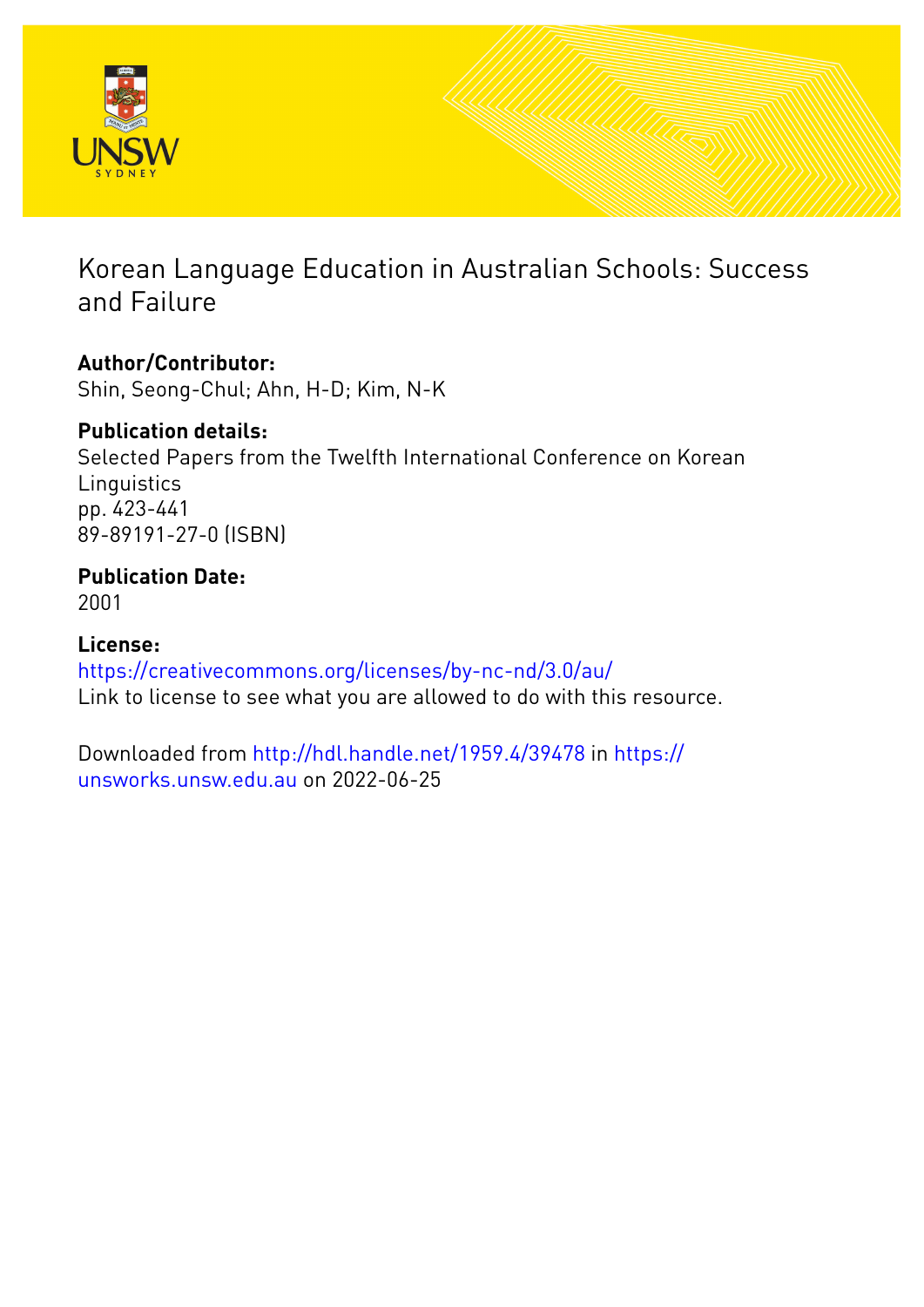# Korean Language Education in Australian Schools: Success and Failure

**Author/Contributor:**
Shin, Seong-Chul; Ahn, H-D; Kim, N-K

**Publication details:**
Selected Papers from the Twelfth International Conference on Korean Linguistics
pp. 423-441
89-89191-27-0 (ISBN)

**Publication Date:**
2001

**License:**
https://creativecommons.org/licenses/by-nc-nd/3.0/au/
Link to license to see what you are allowed to do with this resource.

Downloaded from http://hdl.handle.net/1959.4/39478 in https://unsworks.unsw.edu.au on 2022-06-25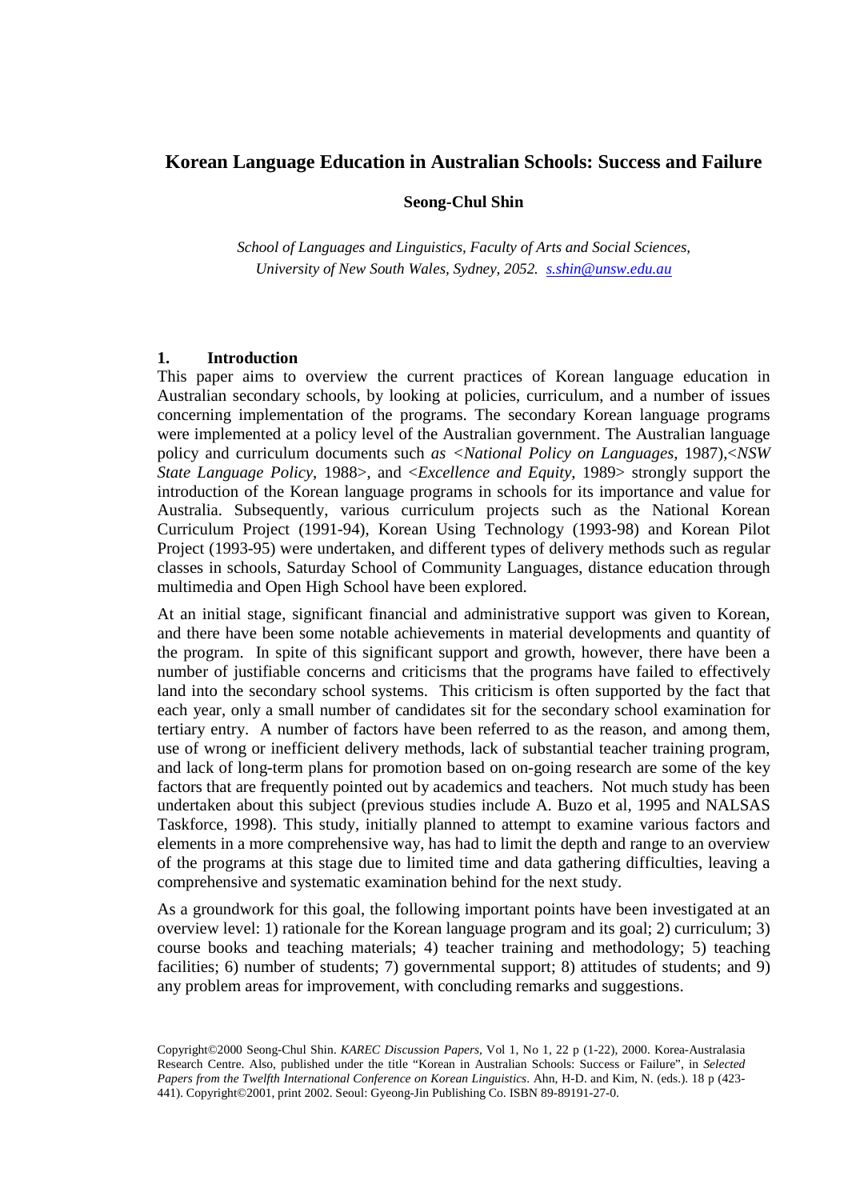# Korean Language Education in Australian Schools: Success and Failure

**Seong-Chul Shin**

*School of Languages and Linguistics, Faculty of Arts and Social Sciences, University of New South Wales, Sydney, 2052.* *s.shin@unsw.edu.au*

## 1. Introduction

This paper aims to overview the current practices of Korean language education in Australian secondary schools, by looking at policies, curriculum, and a number of issues concerning implementation of the programs. The secondary Korean language programs were implemented at a policy level of the Australian government. The Australian language policy and curriculum documents such *as <National Policy on Languages*, 1987),<*NSW State Language Policy*, 1988>, and <*Excellence and Equity*, 1989> strongly support the introduction of the Korean language programs in schools for its importance and value for Australia. Subsequently, various curriculum projects such as the National Korean Curriculum Project (1991-94), Korean Using Technology (1993-98) and Korean Pilot Project (1993-95) were undertaken, and different types of delivery methods such as regular classes in schools, Saturday School of Community Languages, distance education through multimedia and Open High School have been explored.

At an initial stage, significant financial and administrative support was given to Korean, and there have been some notable achievements in material developments and quantity of the program. In spite of this significant support and growth, however, there have been a number of justifiable concerns and criticisms that the programs have failed to effectively land into the secondary school systems. This criticism is often supported by the fact that each year, only a small number of candidates sit for the secondary school examination for tertiary entry. A number of factors have been referred to as the reason, and among them, use of wrong or inefficient delivery methods, lack of substantial teacher training program, and lack of long-term plans for promotion based on on-going research are some of the key factors that are frequently pointed out by academics and teachers. Not much study has been undertaken about this subject (previous studies include A. Buzo et al, 1995 and NALSAS Taskforce, 1998). This study, initially planned to attempt to examine various factors and elements in a more comprehensive way, has had to limit the depth and range to an overview of the programs at this stage due to limited time and data gathering difficulties, leaving a comprehensive and systematic examination behind for the next study.

As a groundwork for this goal, the following important points have been investigated at an overview level: 1) rationale for the Korean language program and its goal; 2) curriculum; 3) course books and teaching materials; 4) teacher training and methodology; 5) teaching facilities; 6) number of students; 7) governmental support; 8) attitudes of students; and 9) any problem areas for improvement, with concluding remarks and suggestions.

Copyright©2000 Seong-Chul Shin. *KAREC Discussion Papers*, Vol 1, No 1, 22 p (1-22), 2000. Korea-Australasia Research Centre. Also, published under the title "Korean in Australian Schools: Success or Failure", in *Selected Papers from the Twelfth International Conference on Korean Linguistics*. Ahn, H-D. and Kim, N. (eds.). 18 p (423-441). Copyright©2001, print 2002. Seoul: Gyeong-Jin Publishing Co. ISBN 89-89191-27-0.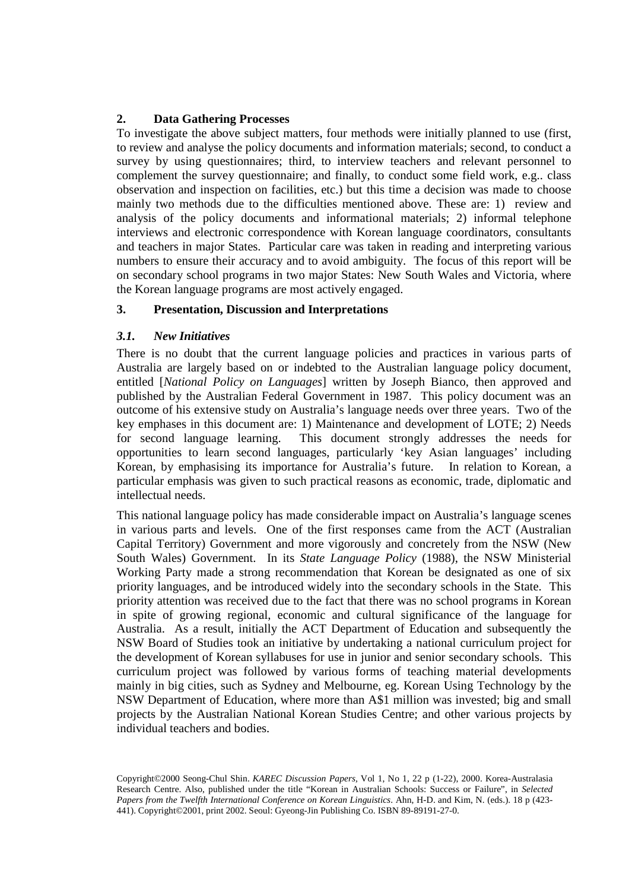## 2. Data Gathering Processes

To investigate the above subject matters, four methods were initially planned to use (first, to review and analyse the policy documents and information materials; second, to conduct a survey by using questionnaires; third, to interview teachers and relevant personnel to complement the survey questionnaire; and finally, to conduct some field work, e.g.. class observation and inspection on facilities, etc.) but this time a decision was made to choose mainly two methods due to the difficulties mentioned above. These are: 1) review and analysis of the policy documents and informational materials; 2) informal telephone interviews and electronic correspondence with Korean language coordinators, consultants and teachers in major States. Particular care was taken in reading and interpreting various numbers to ensure their accuracy and to avoid ambiguity. The focus of this report will be on secondary school programs in two major States: New South Wales and Victoria, where the Korean language programs are most actively engaged.

## 3. Presentation, Discussion and Interpretations

### *3.1. New Initiatives*

There is no doubt that the current language policies and practices in various parts of Australia are largely based on or indebted to the Australian language policy document, entitled [*National Policy on Languages*] written by Joseph Bianco, then approved and published by the Australian Federal Government in 1987. This policy document was an outcome of his extensive study on Australia's language needs over three years. Two of the key emphases in this document are: 1) Maintenance and development of LOTE; 2) Needs for second language learning. This document strongly addresses the needs for opportunities to learn second languages, particularly 'key Asian languages' including Korean, by emphasising its importance for Australia's future. In relation to Korean, a particular emphasis was given to such practical reasons as economic, trade, diplomatic and intellectual needs.

This national language policy has made considerable impact on Australia's language scenes in various parts and levels. One of the first responses came from the ACT (Australian Capital Territory) Government and more vigorously and concretely from the NSW (New South Wales) Government. In its *State Language Policy* (1988), the NSW Ministerial Working Party made a strong recommendation that Korean be designated as one of six priority languages, and be introduced widely into the secondary schools in the State. This priority attention was received due to the fact that there was no school programs in Korean in spite of growing regional, economic and cultural significance of the language for Australia. As a result, initially the ACT Department of Education and subsequently the NSW Board of Studies took an initiative by undertaking a national curriculum project for the development of Korean syllabuses for use in junior and senior secondary schools. This curriculum project was followed by various forms of teaching material developments mainly in big cities, such as Sydney and Melbourne, eg. Korean Using Technology by the NSW Department of Education, where more than A$1 million was invested; big and small projects by the Australian National Korean Studies Centre; and other various projects by individual teachers and bodies.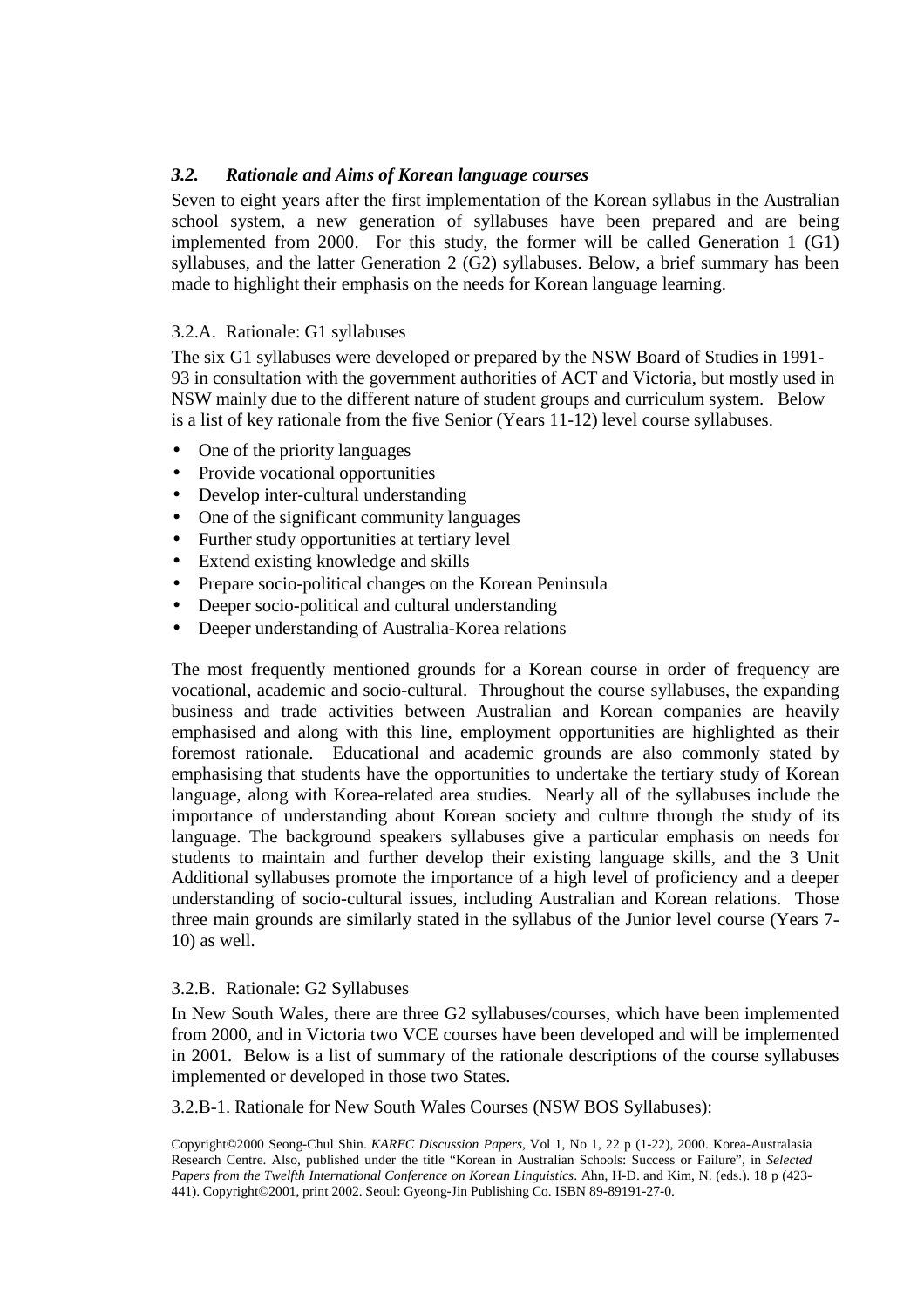### *3.2. Rationale and Aims of Korean language courses*

Seven to eight years after the first implementation of the Korean syllabus in the Australian school system, a new generation of syllabuses have been prepared and are being implemented from 2000. For this study, the former will be called Generation 1 (G1) syllabuses, and the latter Generation 2 (G2) syllabuses. Below, a brief summary has been made to highlight their emphasis on the needs for Korean language learning.

#### 3.2.A. Rationale: G1 syllabuses

The six G1 syllabuses were developed or prepared by the NSW Board of Studies in 1991-93 in consultation with the government authorities of ACT and Victoria, but mostly used in NSW mainly due to the different nature of student groups and curriculum system. Below is a list of key rationale from the five Senior (Years 11-12) level course syllabuses.

- One of the priority languages
- Provide vocational opportunities
- Develop inter-cultural understanding
- One of the significant community languages
- Further study opportunities at tertiary level
- Extend existing knowledge and skills
- Prepare socio-political changes on the Korean Peninsula
- Deeper socio-political and cultural understanding
- Deeper understanding of Australia-Korea relations

The most frequently mentioned grounds for a Korean course in order of frequency are vocational, academic and socio-cultural. Throughout the course syllabuses, the expanding business and trade activities between Australian and Korean companies are heavily emphasised and along with this line, employment opportunities are highlighted as their foremost rationale. Educational and academic grounds are also commonly stated by emphasising that students have the opportunities to undertake the tertiary study of Korean language, along with Korea-related area studies. Nearly all of the syllabuses include the importance of understanding about Korean society and culture through the study of its language. The background speakers syllabuses give a particular emphasis on needs for students to maintain and further develop their existing language skills, and the 3 Unit Additional syllabuses promote the importance of a high level of proficiency and a deeper understanding of socio-cultural issues, including Australian and Korean relations. Those three main grounds are similarly stated in the syllabus of the Junior level course (Years 7-10) as well.

#### 3.2.B. Rationale: G2 Syllabuses

In New South Wales, there are three G2 syllabuses/courses, which have been implemented from 2000, and in Victoria two VCE courses have been developed and will be implemented in 2001. Below is a list of summary of the rationale descriptions of the course syllabuses implemented or developed in those two States.

3.2.B-1. Rationale for New South Wales Courses (NSW BOS Syllabuses):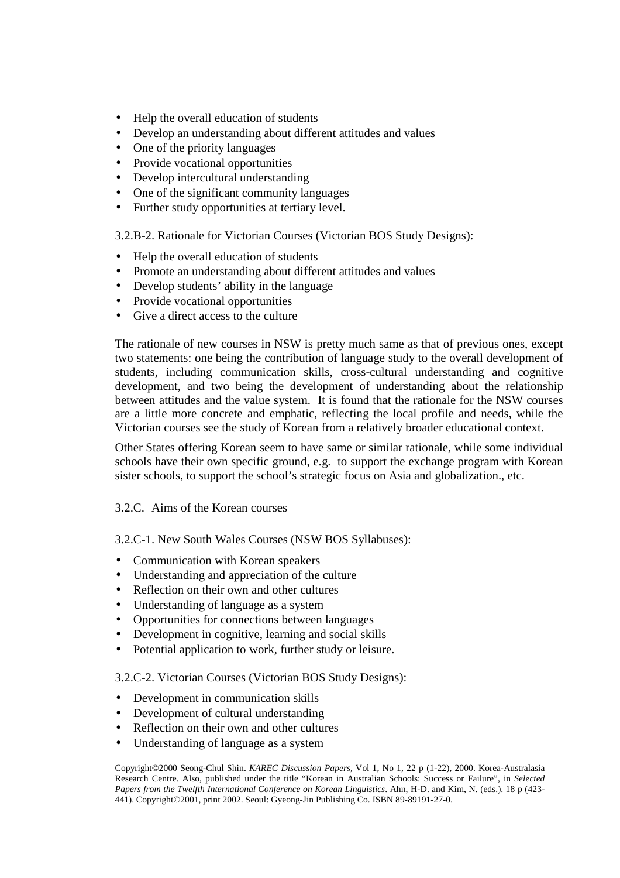- Help the overall education of students
- Develop an understanding about different attitudes and values
- One of the priority languages
- Provide vocational opportunities
- Develop intercultural understanding
- One of the significant community languages
- Further study opportunities at tertiary level.

3.2.B-2. Rationale for Victorian Courses (Victorian BOS Study Designs):

- Help the overall education of students
- Promote an understanding about different attitudes and values
- Develop students' ability in the language
- Provide vocational opportunities
- Give a direct access to the culture

The rationale of new courses in NSW is pretty much same as that of previous ones, except two statements: one being the contribution of language study to the overall development of students, including communication skills, cross-cultural understanding and cognitive development, and two being the development of understanding about the relationship between attitudes and the value system. It is found that the rationale for the NSW courses are a little more concrete and emphatic, reflecting the local profile and needs, while the Victorian courses see the study of Korean from a relatively broader educational context.

Other States offering Korean seem to have same or similar rationale, while some individual schools have their own specific ground, e.g. to support the exchange program with Korean sister schools, to support the school's strategic focus on Asia and globalization., etc.

3.2.C. Aims of the Korean courses

3.2.C-1. New South Wales Courses (NSW BOS Syllabuses):

- Communication with Korean speakers
- Understanding and appreciation of the culture
- Reflection on their own and other cultures
- Understanding of language as a system
- Opportunities for connections between languages
- Development in cognitive, learning and social skills
- Potential application to work, further study or leisure.

3.2.C-2. Victorian Courses (Victorian BOS Study Designs):

- Development in communication skills
- Development of cultural understanding
- Reflection on their own and other cultures
- Understanding of language as a system

Copyright©2000 Seong-Chul Shin. *KAREC Discussion Papers*, Vol 1, No 1, 22 p (1-22), 2000. Korea-Australasia Research Centre. Also, published under the title "Korean in Australian Schools: Success or Failure", in *Selected Papers from the Twelfth International Conference on Korean Linguistics*. Ahn, H-D. and Kim, N. (eds.). 18 p (423-441). Copyright©2001, print 2002. Seoul: Gyeong-Jin Publishing Co. ISBN 89-89191-27-0.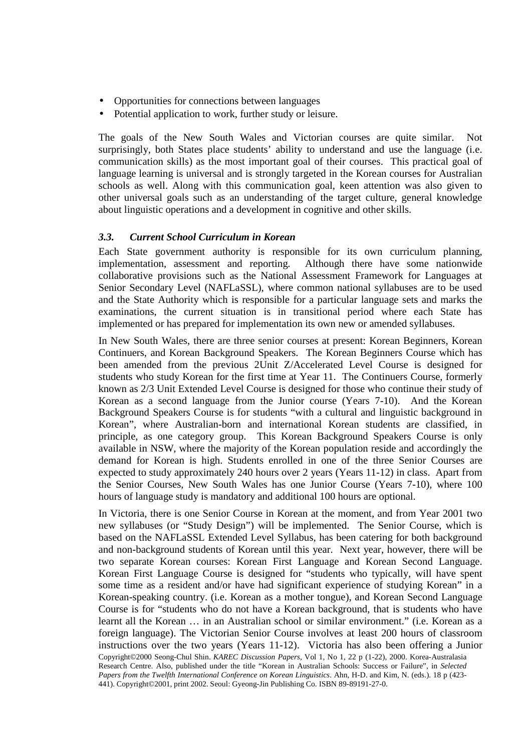- Opportunities for connections between languages
- Potential application to work, further study or leisure.

The goals of the New South Wales and Victorian courses are quite similar. Not surprisingly, both States place students' ability to understand and use the language (i.e. communication skills) as the most important goal of their courses. This practical goal of language learning is universal and is strongly targeted in the Korean courses for Australian schools as well. Along with this communication goal, keen attention was also given to other universal goals such as an understanding of the target culture, general knowledge about linguistic operations and a development in cognitive and other skills.

### *3.3. Current School Curriculum in Korean*

Each State government authority is responsible for its own curriculum planning, implementation, assessment and reporting. Although there have some nationwide collaborative provisions such as the National Assessment Framework for Languages at Senior Secondary Level (NAFLaSSL), where common national syllabuses are to be used and the State Authority which is responsible for a particular language sets and marks the examinations, the current situation is in transitional period where each State has implemented or has prepared for implementation its own new or amended syllabuses.

In New South Wales, there are three senior courses at present: Korean Beginners, Korean Continuers, and Korean Background Speakers. The Korean Beginners Course which has been amended from the previous 2Unit Z/Accelerated Level Course is designed for students who study Korean for the first time at Year 11. The Continuers Course, formerly known as 2/3 Unit Extended Level Course is designed for those who continue their study of Korean as a second language from the Junior course (Years 7-10). And the Korean Background Speakers Course is for students "with a cultural and linguistic background in Korean", where Australian-born and international Korean students are classified, in principle, as one category group. This Korean Background Speakers Course is only available in NSW, where the majority of the Korean population reside and accordingly the demand for Korean is high. Students enrolled in one of the three Senior Courses are expected to study approximately 240 hours over 2 years (Years 11-12) in class. Apart from the Senior Courses, New South Wales has one Junior Course (Years 7-10), where 100 hours of language study is mandatory and additional 100 hours are optional.

In Victoria, there is one Senior Course in Korean at the moment, and from Year 2001 two new syllabuses (or "Study Design") will be implemented. The Senior Course, which is based on the NAFLaSSL Extended Level Syllabus, has been catering for both background and non-background students of Korean until this year. Next year, however, there will be two separate Korean courses: Korean First Language and Korean Second Language. Korean First Language Course is designed for "students who typically, will have spent some time as a resident and/or have had significant experience of studying Korean" in a Korean-speaking country. (i.e. Korean as a mother tongue), and Korean Second Language Course is for "students who do not have a Korean background, that is students who have learnt all the Korean … in an Australian school or similar environment." (i.e. Korean as a foreign language). The Victorian Senior Course involves at least 200 hours of classroom instructions over the two years (Years 11-12). Victoria has also been offering a Junior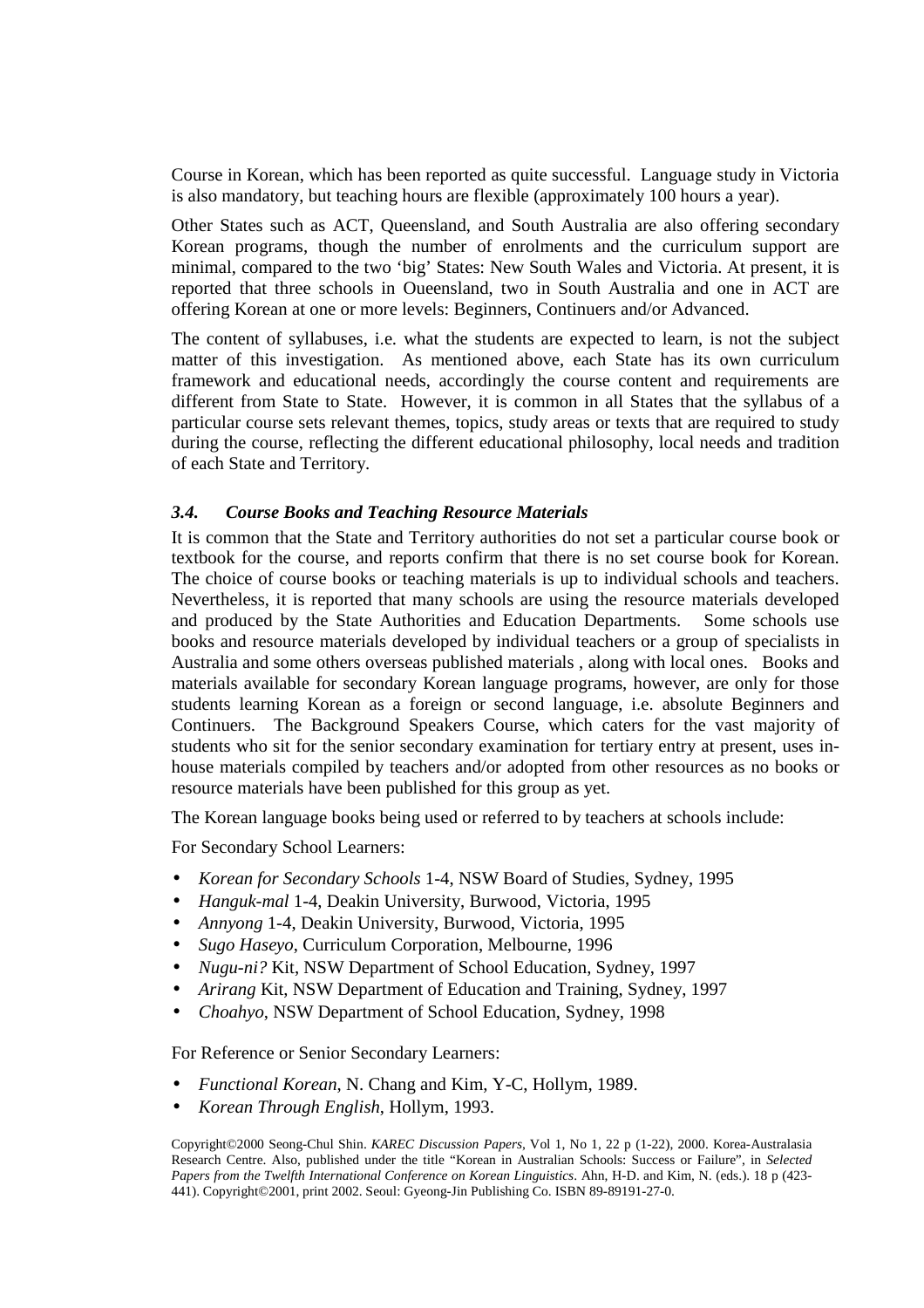Course in Korean, which has been reported as quite successful. Language study in Victoria is also mandatory, but teaching hours are flexible (approximately 100 hours a year).

Other States such as ACT, Queensland, and South Australia are also offering secondary Korean programs, though the number of enrolments and the curriculum support are minimal, compared to the two 'big' States: New South Wales and Victoria. At present, it is reported that three schools in Oueensland, two in South Australia and one in ACT are offering Korean at one or more levels: Beginners, Continuers and/or Advanced.

The content of syllabuses, i.e. what the students are expected to learn, is not the subject matter of this investigation. As mentioned above, each State has its own curriculum framework and educational needs, accordingly the course content and requirements are different from State to State. However, it is common in all States that the syllabus of a particular course sets relevant themes, topics, study areas or texts that are required to study during the course, reflecting the different educational philosophy, local needs and tradition of each State and Territory.

### *3.4. Course Books and Teaching Resource Materials*

It is common that the State and Territory authorities do not set a particular course book or textbook for the course, and reports confirm that there is no set course book for Korean. The choice of course books or teaching materials is up to individual schools and teachers. Nevertheless, it is reported that many schools are using the resource materials developed and produced by the State Authorities and Education Departments. Some schools use books and resource materials developed by individual teachers or a group of specialists in Australia and some others overseas published materials , along with local ones. Books and materials available for secondary Korean language programs, however, are only for those students learning Korean as a foreign or second language, i.e. absolute Beginners and Continuers. The Background Speakers Course, which caters for the vast majority of students who sit for the senior secondary examination for tertiary entry at present, uses in-house materials compiled by teachers and/or adopted from other resources as no books or resource materials have been published for this group as yet.

The Korean language books being used or referred to by teachers at schools include:

For Secondary School Learners:

- *Korean for Secondary Schools* 1-4, NSW Board of Studies, Sydney, 1995
- *Hanguk-mal* 1-4, Deakin University, Burwood, Victoria, 1995
- *Annyong* 1-4, Deakin University, Burwood, Victoria, 1995
- *Sugo Haseyo*, Curriculum Corporation, Melbourne, 1996
- *Nugu-ni?* Kit, NSW Department of School Education, Sydney, 1997
- *Arirang* Kit, NSW Department of Education and Training, Sydney, 1997
- *Choahyo*, NSW Department of School Education, Sydney, 1998

For Reference or Senior Secondary Learners:

- *Functional Korean*, N. Chang and Kim, Y-C, Hollym, 1989.
- *Korean Through English*, Hollym, 1993.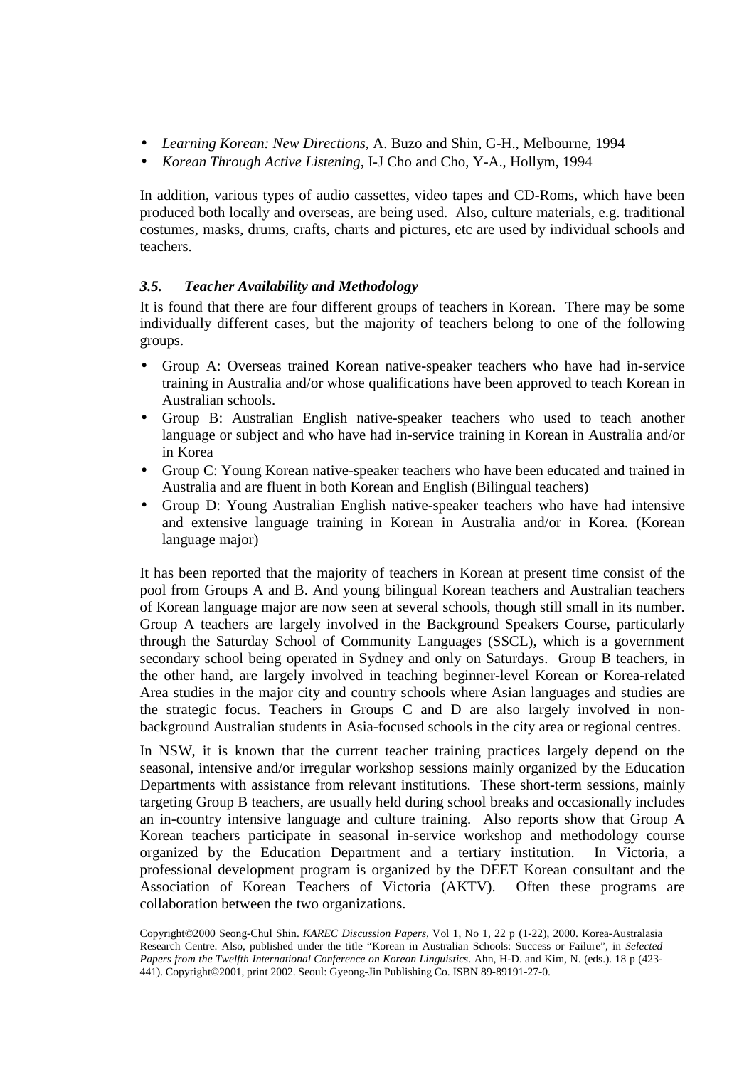- *Learning Korean: New Directions*, A. Buzo and Shin, G-H., Melbourne, 1994
- *Korean Through Active Listening*, I-J Cho and Cho, Y-A., Hollym, 1994

In addition, various types of audio cassettes, video tapes and CD-Roms, which have been produced both locally and overseas, are being used. Also, culture materials, e.g. traditional costumes, masks, drums, crafts, charts and pictures, etc are used by individual schools and teachers.

### *3.5. Teacher Availability and Methodology*

It is found that there are four different groups of teachers in Korean. There may be some individually different cases, but the majority of teachers belong to one of the following groups.

- Group A: Overseas trained Korean native-speaker teachers who have had in-service training in Australia and/or whose qualifications have been approved to teach Korean in Australian schools.
- Group B: Australian English native-speaker teachers who used to teach another language or subject and who have had in-service training in Korean in Australia and/or in Korea
- Group C: Young Korean native-speaker teachers who have been educated and trained in Australia and are fluent in both Korean and English (Bilingual teachers)
- Group D: Young Australian English native-speaker teachers who have had intensive and extensive language training in Korean in Australia and/or in Korea. (Korean language major)

It has been reported that the majority of teachers in Korean at present time consist of the pool from Groups A and B. And young bilingual Korean teachers and Australian teachers of Korean language major are now seen at several schools, though still small in its number. Group A teachers are largely involved in the Background Speakers Course, particularly through the Saturday School of Community Languages (SSCL), which is a government secondary school being operated in Sydney and only on Saturdays. Group B teachers, in the other hand, are largely involved in teaching beginner-level Korean or Korea-related Area studies in the major city and country schools where Asian languages and studies are the strategic focus. Teachers in Groups C and D are also largely involved in non-background Australian students in Asia-focused schools in the city area or regional centres.

In NSW, it is known that the current teacher training practices largely depend on the seasonal, intensive and/or irregular workshop sessions mainly organized by the Education Departments with assistance from relevant institutions. These short-term sessions, mainly targeting Group B teachers, are usually held during school breaks and occasionally includes an in-country intensive language and culture training. Also reports show that Group A Korean teachers participate in seasonal in-service workshop and methodology course organized by the Education Department and a tertiary institution. In Victoria, a professional development program is organized by the DEET Korean consultant and the Association of Korean Teachers of Victoria (AKTV). Often these programs are collaboration between the two organizations.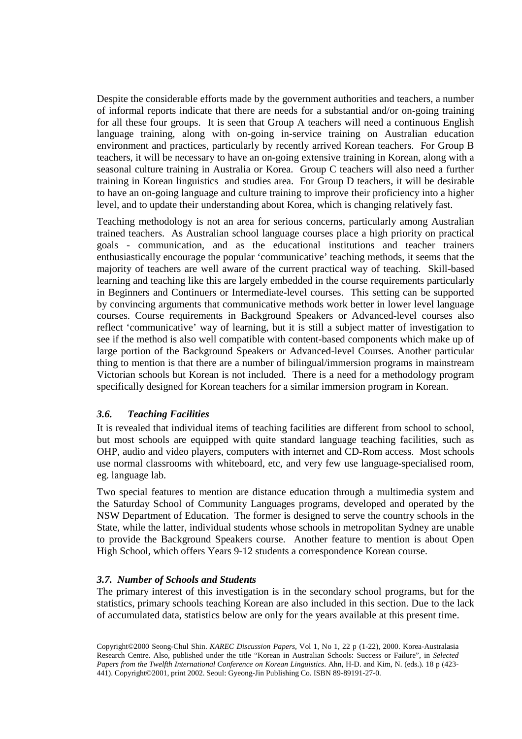Despite the considerable efforts made by the government authorities and teachers, a number of informal reports indicate that there are needs for a substantial and/or on-going training for all these four groups. It is seen that Group A teachers will need a continuous English language training, along with on-going in-service training on Australian education environment and practices, particularly by recently arrived Korean teachers. For Group B teachers, it will be necessary to have an on-going extensive training in Korean, along with a seasonal culture training in Australia or Korea. Group C teachers will also need a further training in Korean linguistics and studies area. For Group D teachers, it will be desirable to have an on-going language and culture training to improve their proficiency into a higher level, and to update their understanding about Korea, which is changing relatively fast.

Teaching methodology is not an area for serious concerns, particularly among Australian trained teachers. As Australian school language courses place a high priority on practical goals - communication, and as the educational institutions and teacher trainers enthusiastically encourage the popular 'communicative' teaching methods, it seems that the majority of teachers are well aware of the current practical way of teaching. Skill-based learning and teaching like this are largely embedded in the course requirements particularly in Beginners and Continuers or Intermediate-level courses. This setting can be supported by convincing arguments that communicative methods work better in lower level language courses. Course requirements in Background Speakers or Advanced-level courses also reflect 'communicative' way of learning, but it is still a subject matter of investigation to see if the method is also well compatible with content-based components which make up of large portion of the Background Speakers or Advanced-level Courses. Another particular thing to mention is that there are a number of bilingual/immersion programs in mainstream Victorian schools but Korean is not included. There is a need for a methodology program specifically designed for Korean teachers for a similar immersion program in Korean.

### *3.6. Teaching Facilities*

It is revealed that individual items of teaching facilities are different from school to school, but most schools are equipped with quite standard language teaching facilities, such as OHP, audio and video players, computers with internet and CD-Rom access. Most schools use normal classrooms with whiteboard, etc, and very few use language-specialised room, eg. language lab.

Two special features to mention are distance education through a multimedia system and the Saturday School of Community Languages programs, developed and operated by the NSW Department of Education. The former is designed to serve the country schools in the State, while the latter, individual students whose schools in metropolitan Sydney are unable to provide the Background Speakers course. Another feature to mention is about Open High School, which offers Years 9-12 students a correspondence Korean course.

### *3.7. Number of Schools and Students*

The primary interest of this investigation is in the secondary school programs, but for the statistics, primary schools teaching Korean are also included in this section. Due to the lack of accumulated data, statistics below are only for the years available at this present time.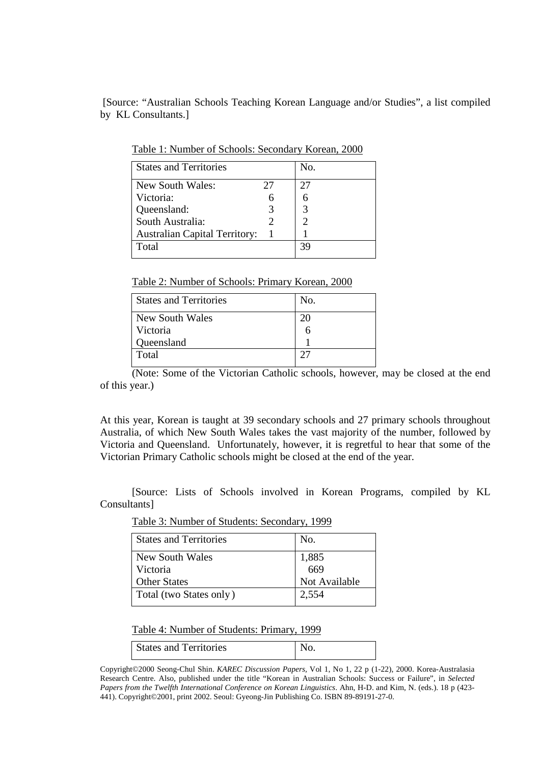[Source: "Australian Schools Teaching Korean Language and/or Studies", a list compiled by KL Consultants.]

Table 1: Number of Schools: Secondary Korean, 2000

| States and Territories | | No. |
|---|---|---|
| New South Wales: | 27 | 27 |
| Victoria: | 6 | 6 |
| Queensland: | 3 | 3 |
| South Australia: | 2 | 2 |
| Australian Capital Territory: | 1 | 1 |
| Total | | 39 |

Table 2: Number of Schools: Primary Korean, 2000

| States and Territories | No. |
|---|---|
| New South Wales | 20 |
| Victoria | 6 |
| Queensland | 1 |
| Total | 27 |

(Note: Some of the Victorian Catholic schools, however, may be closed at the end of this year.)

At this year, Korean is taught at 39 secondary schools and 27 primary schools throughout Australia, of which New South Wales takes the vast majority of the number, followed by Victoria and Queensland. Unfortunately, however, it is regretful to hear that some of the Victorian Primary Catholic schools might be closed at the end of the year.

[Source: Lists of Schools involved in Korean Programs, compiled by KL Consultants]

Table 3: Number of Students: Secondary, 1999

| States and Territories | No. |
|---|---|
| New South Wales | 1,885 |
| Victoria | 669 |
| Other States | Not Available |
| Total (two States only) | 2,554 |

Table 4: Number of Students: Primary, 1999

| States and Territories | No. |
|---|---|

Copyright©2000 Seong-Chul Shin. *KAREC Discussion Papers*, Vol 1, No 1, 22 p (1-22), 2000. Korea-Australasia Research Centre. Also, published under the title "Korean in Australian Schools: Success or Failure", in *Selected Papers from the Twelfth International Conference on Korean Linguistics*. Ahn, H-D. and Kim, N. (eds.). 18 p (423-441). Copyright©2001, print 2002. Seoul: Gyeong-Jin Publishing Co. ISBN 89-89191-27-0.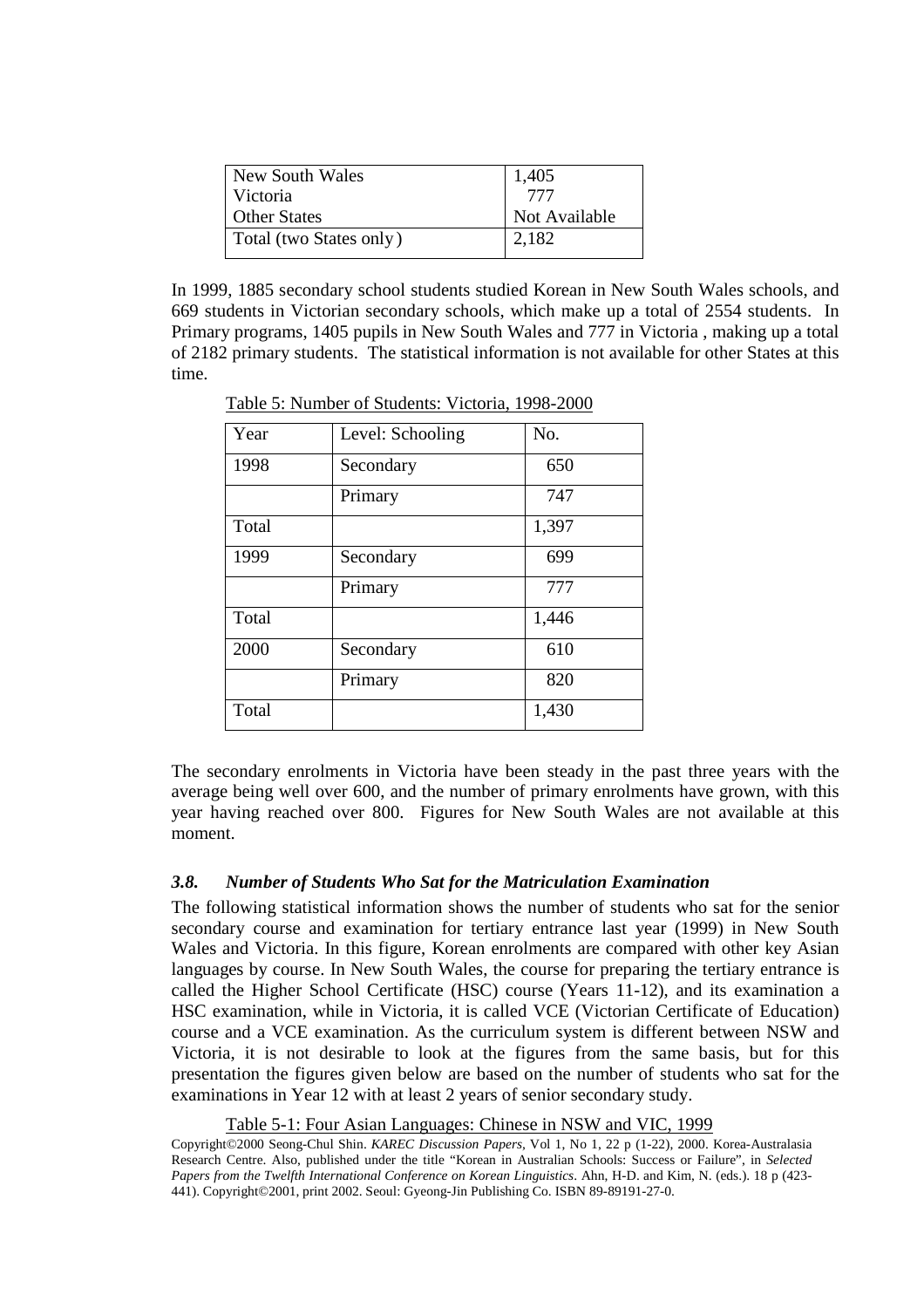| New South Wales | 1,405 |
|---|---|
| Victoria | 777 |
| Other States | Not Available |
| Total (two States only) | 2,182 |

In 1999, 1885 secondary school students studied Korean in New South Wales schools, and 669 students in Victorian secondary schools, which make up a total of 2554 students. In Primary programs, 1405 pupils in New South Wales and 777 in Victoria , making up a total of 2182 primary students. The statistical information is not available for other States at this time.

Table 5: Number of Students: Victoria, 1998-2000

| Year | Level: Schooling | No. |
|---|---|---|
| 1998 | Secondary | 650 |
| | Primary | 747 |
| Total | | 1,397 |
| 1999 | Secondary | 699 |
| | Primary | 777 |
| Total | | 1,446 |
| 2000 | Secondary | 610 |
| | Primary | 820 |
| Total | | 1,430 |

The secondary enrolments in Victoria have been steady in the past three years with the average being well over 600, and the number of primary enrolments have grown, with this year having reached over 800. Figures for New South Wales are not available at this moment.

### *3.8. Number of Students Who Sat for the Matriculation Examination*

The following statistical information shows the number of students who sat for the senior secondary course and examination for tertiary entrance last year (1999) in New South Wales and Victoria. In this figure, Korean enrolments are compared with other key Asian languages by course. In New South Wales, the course for preparing the tertiary entrance is called the Higher School Certificate (HSC) course (Years 11-12), and its examination a HSC examination, while in Victoria, it is called VCE (Victorian Certificate of Education) course and a VCE examination. As the curriculum system is different between NSW and Victoria, it is not desirable to look at the figures from the same basis, but for this presentation the figures given below are based on the number of students who sat for the examinations in Year 12 with at least 2 years of senior secondary study.

Table 5-1: Four Asian Languages: Chinese in NSW and VIC, 1999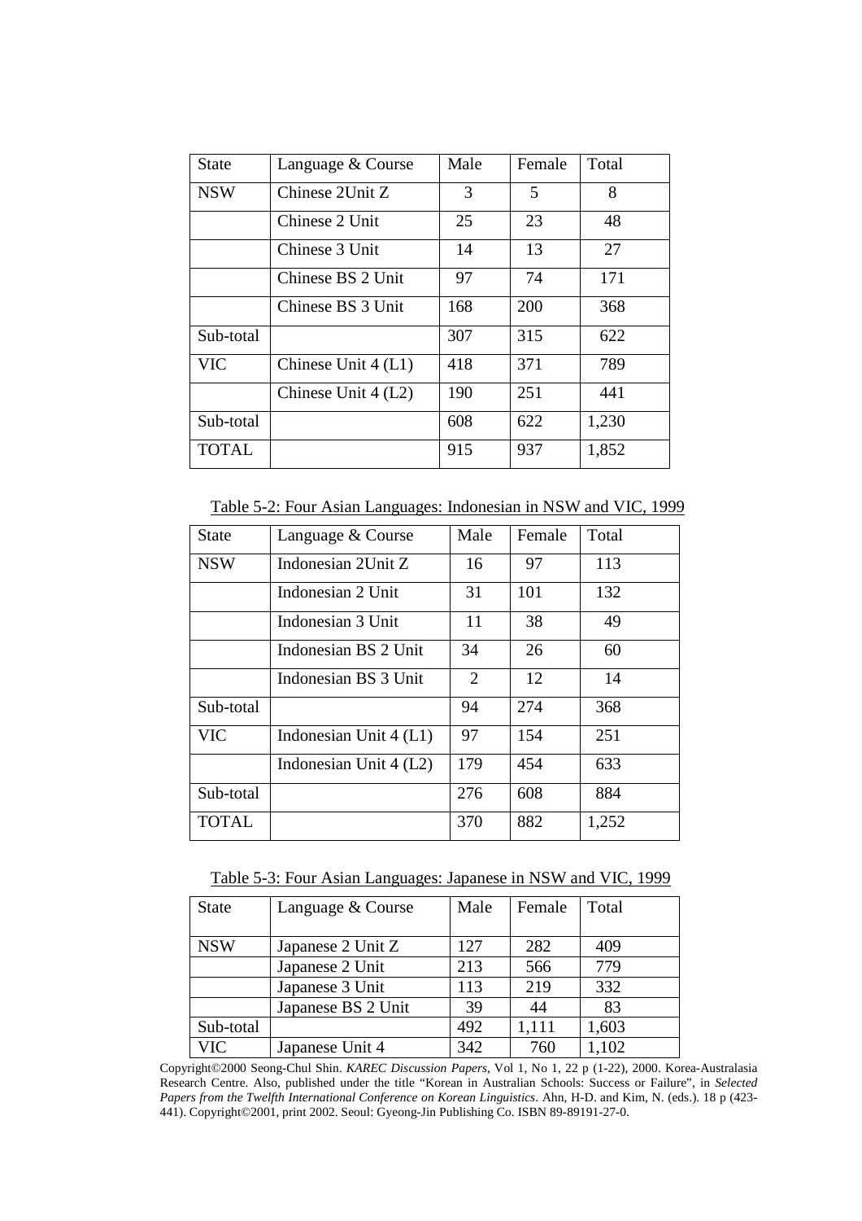| State | Language & Course | Male | Female | Total |
|---|---|---|---|---|
| NSW | Chinese 2Unit Z | 3 | 5 | 8 |
| | Chinese 2 Unit | 25 | 23 | 48 |
| | Chinese 3 Unit | 14 | 13 | 27 |
| | Chinese BS 2 Unit | 97 | 74 | 171 |
| | Chinese BS 3 Unit | 168 | 200 | 368 |
| Sub-total | | 307 | 315 | 622 |
| VIC | Chinese Unit 4 (L1) | 418 | 371 | 789 |
| | Chinese Unit 4 (L2) | 190 | 251 | 441 |
| Sub-total | | 608 | 622 | 1,230 |
| TOTAL | | 915 | 937 | 1,852 |

Table 5-2: Four Asian Languages: Indonesian in NSW and VIC, 1999

| State | Language & Course | Male | Female | Total |
|---|---|---|---|---|
| NSW | Indonesian 2Unit Z | 16 | 97 | 113 |
| | Indonesian 2 Unit | 31 | 101 | 132 |
| | Indonesian 3 Unit | 11 | 38 | 49 |
| | Indonesian BS 2 Unit | 34 | 26 | 60 |
| | Indonesian BS 3 Unit | 2 | 12 | 14 |
| Sub-total | | 94 | 274 | 368 |
| VIC | Indonesian Unit 4 (L1) | 97 | 154 | 251 |
| | Indonesian Unit 4 (L2) | 179 | 454 | 633 |
| Sub-total | | 276 | 608 | 884 |
| TOTAL | | 370 | 882 | 1,252 |

Table 5-3: Four Asian Languages: Japanese in NSW and VIC, 1999

| State | Language & Course | Male | Female | Total |
|---|---|---|---|---|
| NSW | Japanese 2 Unit Z | 127 | 282 | 409 |
| | Japanese 2 Unit | 213 | 566 | 779 |
| | Japanese 3 Unit | 113 | 219 | 332 |
| | Japanese BS 2 Unit | 39 | 44 | 83 |
| Sub-total | | 492 | 1,111 | 1,603 |
| VIC | Japanese Unit 4 | 342 | 760 | 1,102 |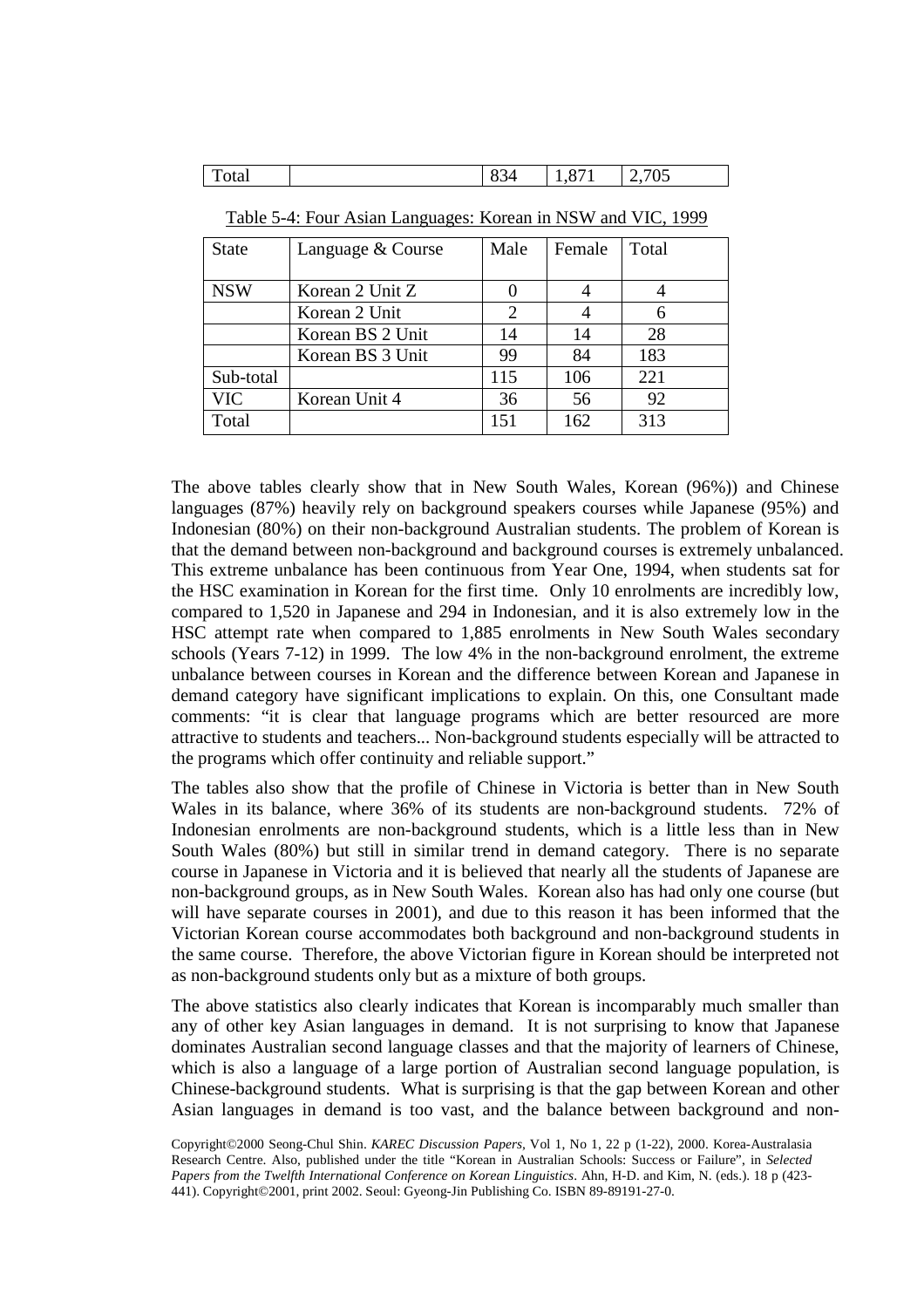| Total | | 834 | 1,871 | 2,705 |
|---|---|---|---|---|

Table 5-4: Four Asian Languages: Korean in NSW and VIC, 1999

| State | Language & Course | Male | Female | Total |
|---|---|---|---|---|
| NSW | Korean 2 Unit Z | 0 | 4 | 4 |
| | Korean 2 Unit | 2 | 4 | 6 |
| | Korean BS 2 Unit | 14 | 14 | 28 |
| | Korean BS 3 Unit | 99 | 84 | 183 |
| Sub-total | | 115 | 106 | 221 |
| VIC | Korean Unit 4 | 36 | 56 | 92 |
| Total | | 151 | 162 | 313 |

The above tables clearly show that in New South Wales, Korean (96%)) and Chinese languages (87%) heavily rely on background speakers courses while Japanese (95%) and Indonesian (80%) on their non-background Australian students. The problem of Korean is that the demand between non-background and background courses is extremely unbalanced. This extreme unbalance has been continuous from Year One, 1994, when students sat for the HSC examination in Korean for the first time. Only 10 enrolments are incredibly low, compared to 1,520 in Japanese and 294 in Indonesian, and it is also extremely low in the HSC attempt rate when compared to 1,885 enrolments in New South Wales secondary schools (Years 7-12) in 1999. The low 4% in the non-background enrolment, the extreme unbalance between courses in Korean and the difference between Korean and Japanese in demand category have significant implications to explain. On this, one Consultant made comments: "it is clear that language programs which are better resourced are more attractive to students and teachers... Non-background students especially will be attracted to the programs which offer continuity and reliable support."

The tables also show that the profile of Chinese in Victoria is better than in New South Wales in its balance, where 36% of its students are non-background students. 72% of Indonesian enrolments are non-background students, which is a little less than in New South Wales (80%) but still in similar trend in demand category. There is no separate course in Japanese in Victoria and it is believed that nearly all the students of Japanese are non-background groups, as in New South Wales. Korean also has had only one course (but will have separate courses in 2001), and due to this reason it has been informed that the Victorian Korean course accommodates both background and non-background students in the same course. Therefore, the above Victorian figure in Korean should be interpreted not as non-background students only but as a mixture of both groups.

The above statistics also clearly indicates that Korean is incomparably much smaller than any of other key Asian languages in demand. It is not surprising to know that Japanese dominates Australian second language classes and that the majority of learners of Chinese, which is also a language of a large portion of Australian second language population, is Chinese-background students. What is surprising is that the gap between Korean and other Asian languages in demand is too vast, and the balance between background and non-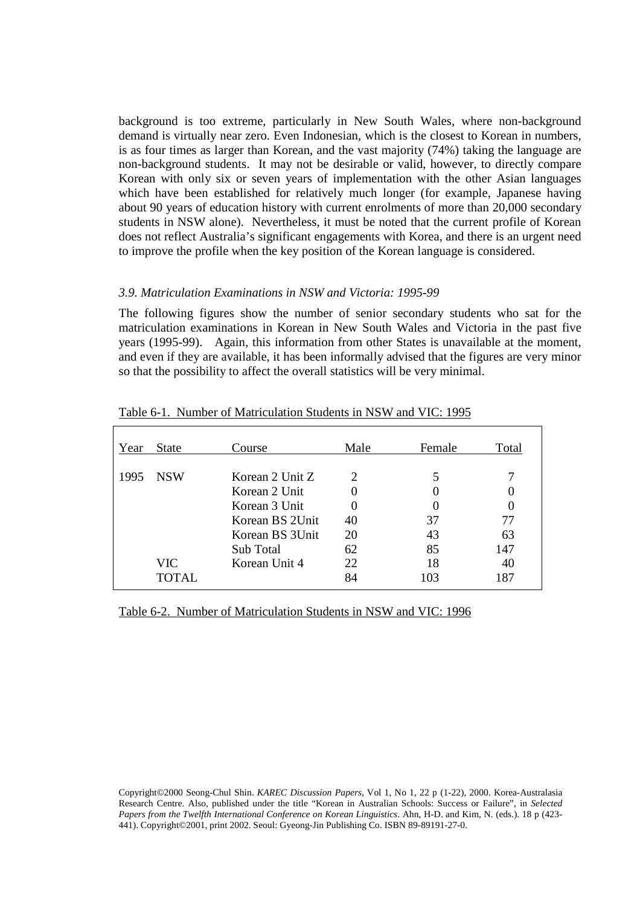background is too extreme, particularly in New South Wales, where non-background demand is virtually near zero. Even Indonesian, which is the closest to Korean in numbers, is as four times as larger than Korean, and the vast majority (74%) taking the language are non-background students. It may not be desirable or valid, however, to directly compare Korean with only six or seven years of implementation with the other Asian languages which have been established for relatively much longer (for example, Japanese having about 90 years of education history with current enrolments of more than 20,000 secondary students in NSW alone). Nevertheless, it must be noted that the current profile of Korean does not reflect Australia's significant engagements with Korea, and there is an urgent need to improve the profile when the key position of the Korean language is considered.

### *3.9. Matriculation Examinations in NSW and Victoria: 1995-99*

The following figures show the number of senior secondary students who sat for the matriculation examinations in Korean in New South Wales and Victoria in the past five years (1995-99). Again, this information from other States is unavailable at the moment, and even if they are available, it has been informally advised that the figures are very minor so that the possibility to affect the overall statistics will be very minimal.

Table 6-1. Number of Matriculation Students in NSW and VIC: 1995

| Year | State | Course | Male | Female | Total |
|---|---|---|---|---|---|
| 1995 | NSW | Korean 2 Unit Z | 2 | 5 | 7 |
| | | Korean 2 Unit | 0 | 0 | 0 |
| | | Korean 3 Unit | 0 | 0 | 0 |
| | | Korean BS 2Unit | 40 | 37 | 77 |
| | | Korean BS 3Unit | 20 | 43 | 63 |
| | | Sub Total | 62 | 85 | 147 |
| | VIC | Korean Unit 4 | 22 | 18 | 40 |
| | TOTAL | | 84 | 103 | 187 |

Table 6-2. Number of Matriculation Students in NSW and VIC: 1996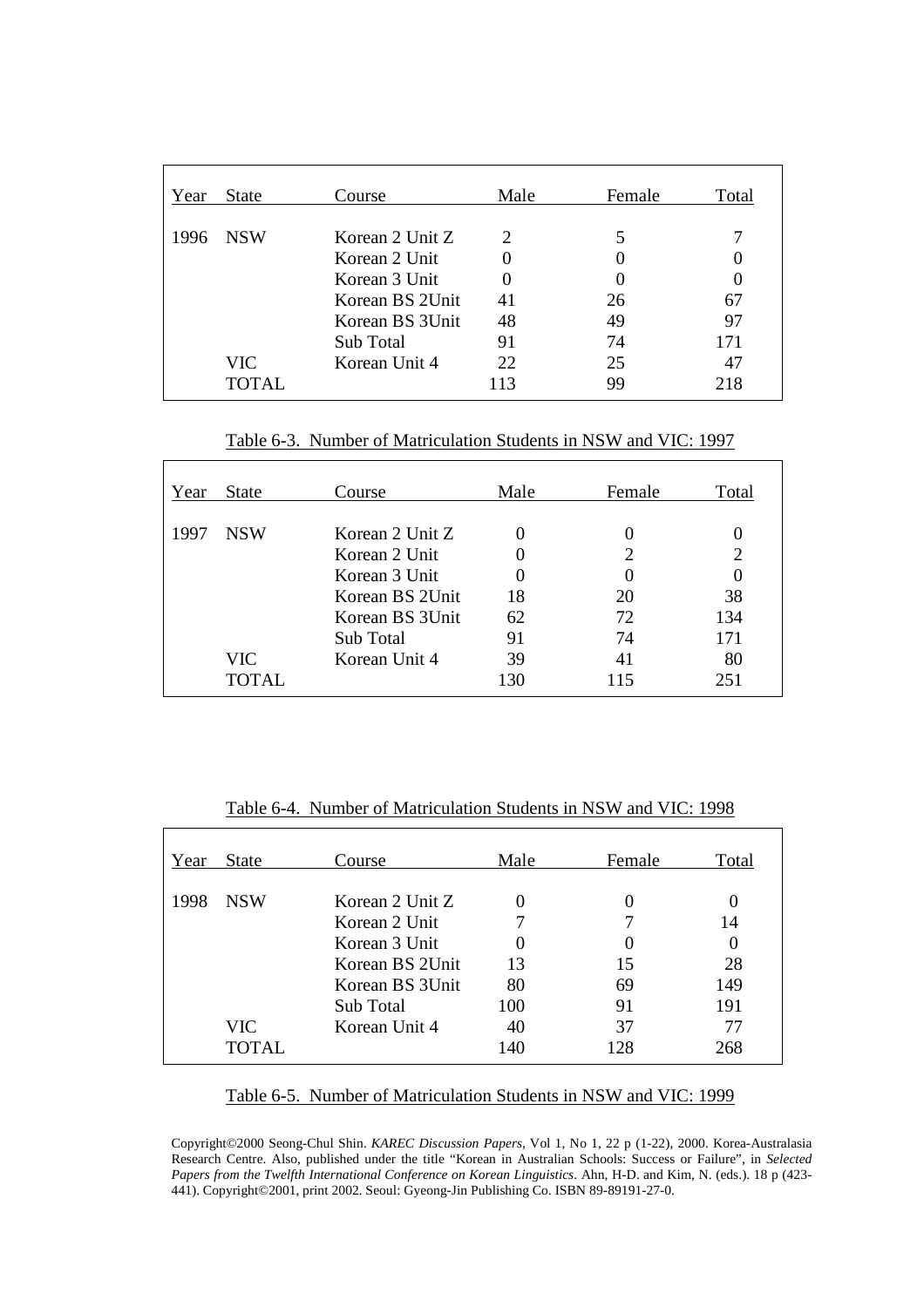| Year | State | Course | Male | Female | Total |
|---|---|---|---|---|---|
| 1996 | NSW | Korean 2 Unit Z | 2 | 5 | 7 |
| | | Korean 2 Unit | 0 | 0 | 0 |
| | | Korean 3 Unit | 0 | 0 | 0 |
| | | Korean BS 2Unit | 41 | 26 | 67 |
| | | Korean BS 3Unit | 48 | 49 | 97 |
| | | Sub Total | 91 | 74 | 171 |
| | VIC | Korean Unit 4 | 22 | 25 | 47 |
| | TOTAL | | 113 | 99 | 218 |

Table 6-3. Number of Matriculation Students in NSW and VIC: 1997

| Year | State | Course | Male | Female | Total |
|---|---|---|---|---|---|
| 1997 | NSW | Korean 2 Unit Z | 0 | 0 | 0 |
| | | Korean 2 Unit | 0 | 2 | 2 |
| | | Korean 3 Unit | 0 | 0 | 0 |
| | | Korean BS 2Unit | 18 | 20 | 38 |
| | | Korean BS 3Unit | 62 | 72 | 134 |
| | | Sub Total | 91 | 74 | 171 |
| | VIC | Korean Unit 4 | 39 | 41 | 80 |
| | TOTAL | | 130 | 115 | 251 |

Table 6-4. Number of Matriculation Students in NSW and VIC: 1998

| Year | State | Course | Male | Female | Total |
|---|---|---|---|---|---|
| 1998 | NSW | Korean 2 Unit Z | 0 | 0 | 0 |
| | | Korean 2 Unit | 7 | 7 | 14 |
| | | Korean 3 Unit | 0 | 0 | 0 |
| | | Korean BS 2Unit | 13 | 15 | 28 |
| | | Korean BS 3Unit | 80 | 69 | 149 |
| | | Sub Total | 100 | 91 | 191 |
| | VIC | Korean Unit 4 | 40 | 37 | 77 |
| | TOTAL | | 140 | 128 | 268 |

Table 6-5. Number of Matriculation Students in NSW and VIC: 1999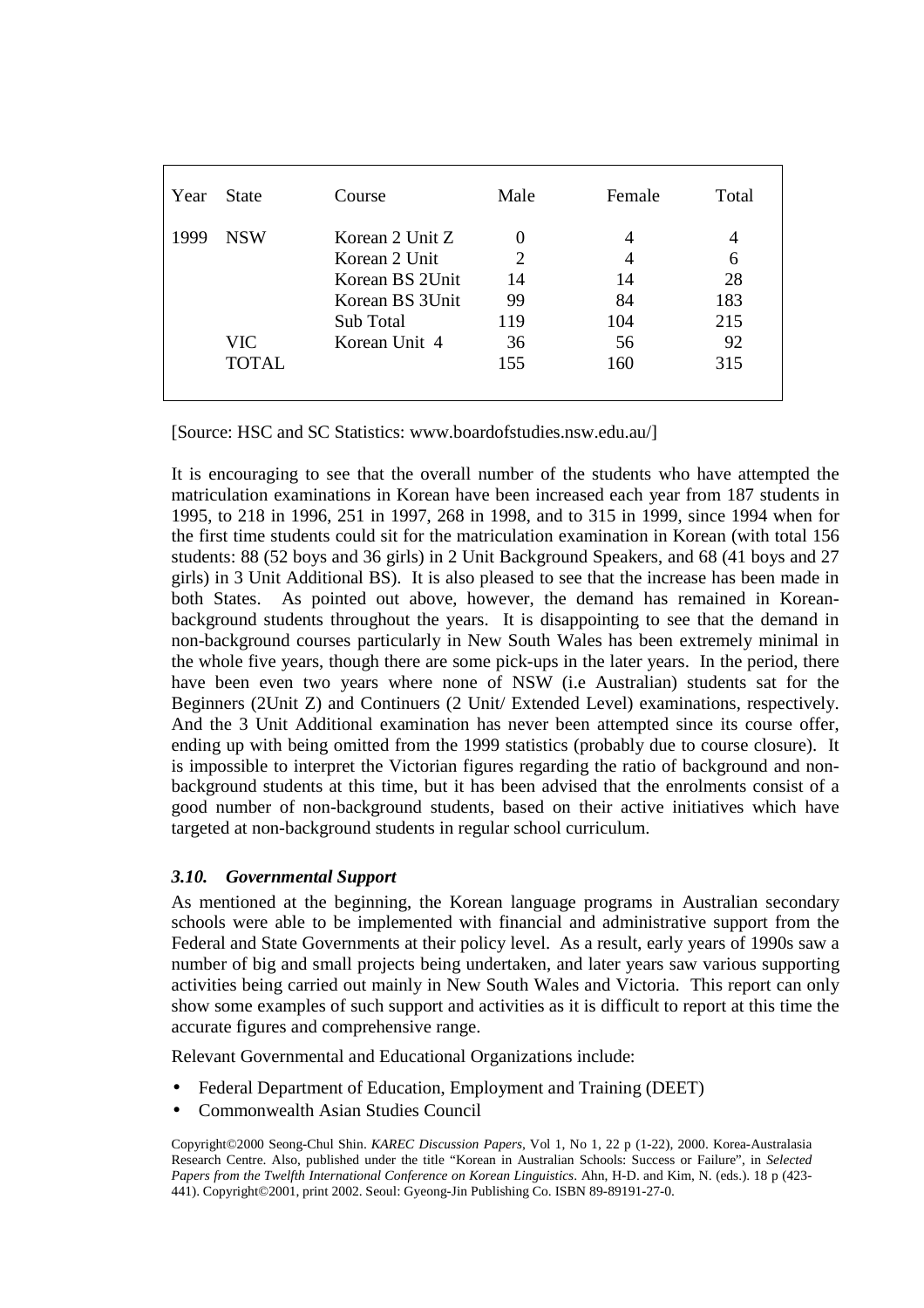| Year | State | Course | Male | Female | Total |
|---|---|---|---|---|---|
| 1999 | NSW | Korean 2 Unit Z | 0 | 4 | 4 |
| | | Korean 2 Unit | 2 | 4 | 6 |
| | | Korean BS 2Unit | 14 | 14 | 28 |
| | | Korean BS 3Unit | 99 | 84 | 183 |
| | | Sub Total | 119 | 104 | 215 |
| | VIC | Korean Unit 4 | 36 | 56 | 92 |
| | TOTAL | | 155 | 160 | 315 |

[Source: HSC and SC Statistics: www.boardofstudies.nsw.edu.au/]

It is encouraging to see that the overall number of the students who have attempted the matriculation examinations in Korean have been increased each year from 187 students in 1995, to 218 in 1996, 251 in 1997, 268 in 1998, and to 315 in 1999, since 1994 when for the first time students could sit for the matriculation examination in Korean (with total 156 students: 88 (52 boys and 36 girls) in 2 Unit Background Speakers, and 68 (41 boys and 27 girls) in 3 Unit Additional BS). It is also pleased to see that the increase has been made in both States. As pointed out above, however, the demand has remained in Korean-background students throughout the years. It is disappointing to see that the demand in non-background courses particularly in New South Wales has been extremely minimal in the whole five years, though there are some pick-ups in the later years. In the period, there have been even two years where none of NSW (i.e Australian) students sat for the Beginners (2Unit Z) and Continuers (2 Unit/ Extended Level) examinations, respectively. And the 3 Unit Additional examination has never been attempted since its course offer, ending up with being omitted from the 1999 statistics (probably due to course closure). It is impossible to interpret the Victorian figures regarding the ratio of background and non-background students at this time, but it has been advised that the enrolments consist of a good number of non-background students, based on their active initiatives which have targeted at non-background students in regular school curriculum.

### *3.10. Governmental Support*

As mentioned at the beginning, the Korean language programs in Australian secondary schools were able to be implemented with financial and administrative support from the Federal and State Governments at their policy level. As a result, early years of 1990s saw a number of big and small projects being undertaken, and later years saw various supporting activities being carried out mainly in New South Wales and Victoria. This report can only show some examples of such support and activities as it is difficult to report at this time the accurate figures and comprehensive range.

Relevant Governmental and Educational Organizations include:

- Federal Department of Education, Employment and Training (DEET)
- Commonwealth Asian Studies Council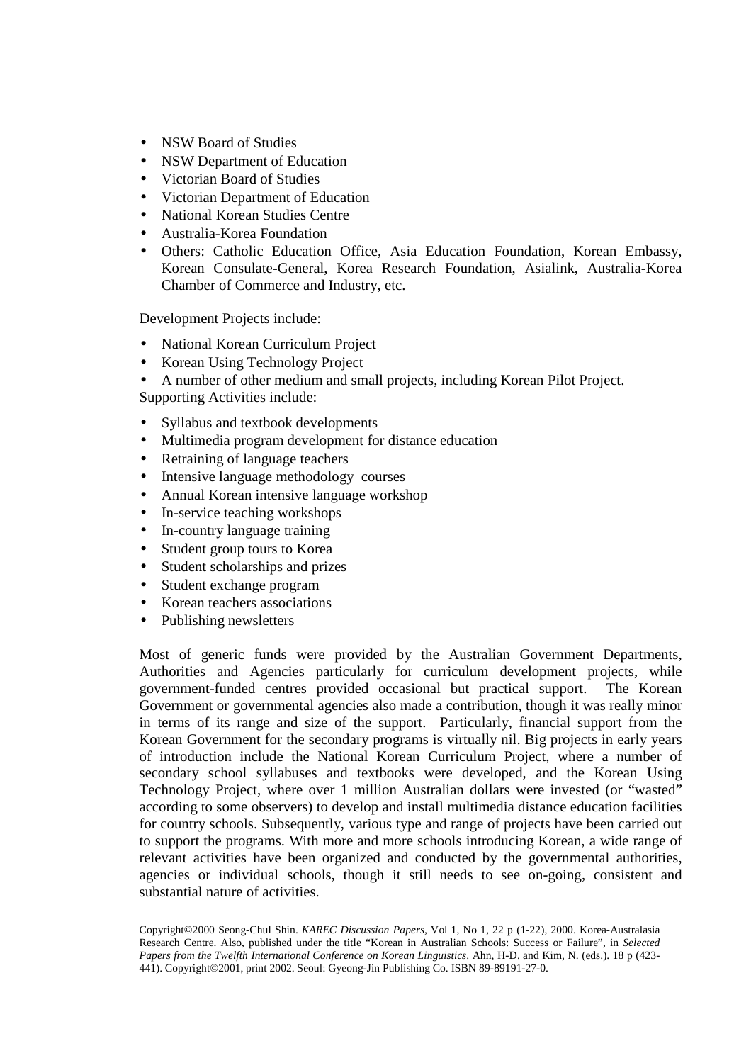- NSW Board of Studies
- NSW Department of Education
- Victorian Board of Studies
- Victorian Department of Education
- National Korean Studies Centre
- Australia-Korea Foundation
- Others: Catholic Education Office, Asia Education Foundation, Korean Embassy, Korean Consulate-General, Korea Research Foundation, Asialink, Australia-Korea Chamber of Commerce and Industry, etc.

Development Projects include:

- National Korean Curriculum Project
- Korean Using Technology Project
- A number of other medium and small projects, including Korean Pilot Project.

Supporting Activities include:

- Syllabus and textbook developments
- Multimedia program development for distance education
- Retraining of language teachers
- Intensive language methodology courses
- Annual Korean intensive language workshop
- In-service teaching workshops
- In-country language training
- Student group tours to Korea
- Student scholarships and prizes
- Student exchange program
- Korean teachers associations
- Publishing newsletters

Most of generic funds were provided by the Australian Government Departments, Authorities and Agencies particularly for curriculum development projects, while government-funded centres provided occasional but practical support. The Korean Government or governmental agencies also made a contribution, though it was really minor in terms of its range and size of the support. Particularly, financial support from the Korean Government for the secondary programs is virtually nil. Big projects in early years of introduction include the National Korean Curriculum Project, where a number of secondary school syllabuses and textbooks were developed, and the Korean Using Technology Project, where over 1 million Australian dollars were invested (or "wasted" according to some observers) to develop and install multimedia distance education facilities for country schools. Subsequently, various type and range of projects have been carried out to support the programs. With more and more schools introducing Korean, a wide range of relevant activities have been organized and conducted by the governmental authorities, agencies or individual schools, though it still needs to see on-going, consistent and substantial nature of activities.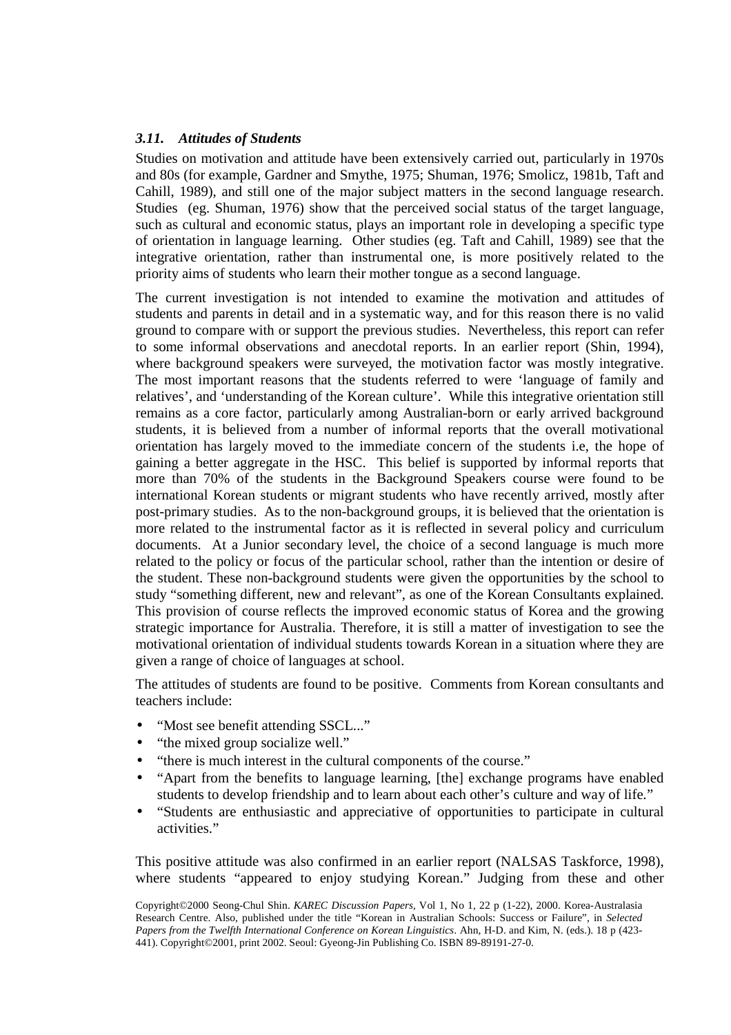### *3.11. Attitudes of Students*

Studies on motivation and attitude have been extensively carried out, particularly in 1970s and 80s (for example, Gardner and Smythe, 1975; Shuman, 1976; Smolicz, 1981b, Taft and Cahill, 1989), and still one of the major subject matters in the second language research. Studies (eg. Shuman, 1976) show that the perceived social status of the target language, such as cultural and economic status, plays an important role in developing a specific type of orientation in language learning. Other studies (eg. Taft and Cahill, 1989) see that the integrative orientation, rather than instrumental one, is more positively related to the priority aims of students who learn their mother tongue as a second language.

The current investigation is not intended to examine the motivation and attitudes of students and parents in detail and in a systematic way, and for this reason there is no valid ground to compare with or support the previous studies. Nevertheless, this report can refer to some informal observations and anecdotal reports. In an earlier report (Shin, 1994), where background speakers were surveyed, the motivation factor was mostly integrative. The most important reasons that the students referred to were 'language of family and relatives', and 'understanding of the Korean culture'. While this integrative orientation still remains as a core factor, particularly among Australian-born or early arrived background students, it is believed from a number of informal reports that the overall motivational orientation has largely moved to the immediate concern of the students i.e, the hope of gaining a better aggregate in the HSC. This belief is supported by informal reports that more than 70% of the students in the Background Speakers course were found to be international Korean students or migrant students who have recently arrived, mostly after post-primary studies. As to the non-background groups, it is believed that the orientation is more related to the instrumental factor as it is reflected in several policy and curriculum documents. At a Junior secondary level, the choice of a second language is much more related to the policy or focus of the particular school, rather than the intention or desire of the student. These non-background students were given the opportunities by the school to study "something different, new and relevant", as one of the Korean Consultants explained. This provision of course reflects the improved economic status of Korea and the growing strategic importance for Australia. Therefore, it is still a matter of investigation to see the motivational orientation of individual students towards Korean in a situation where they are given a range of choice of languages at school.

The attitudes of students are found to be positive. Comments from Korean consultants and teachers include:

- "Most see benefit attending SSCL..."
- "the mixed group socialize well."
- "there is much interest in the cultural components of the course."
- "Apart from the benefits to language learning, [the] exchange programs have enabled students to develop friendship and to learn about each other's culture and way of life."
- "Students are enthusiastic and appreciative of opportunities to participate in cultural activities."

This positive attitude was also confirmed in an earlier report (NALSAS Taskforce, 1998), where students "appeared to enjoy studying Korean." Judging from these and other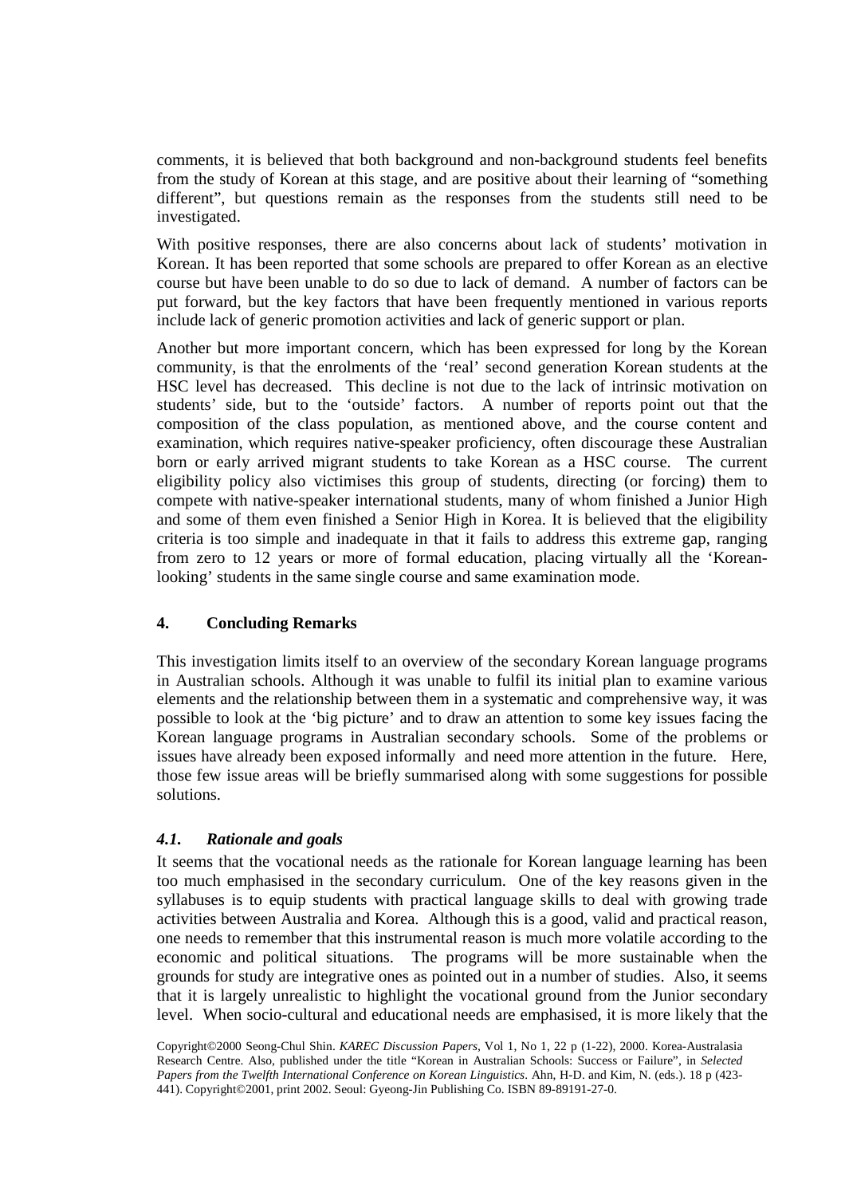comments, it is believed that both background and non-background students feel benefits from the study of Korean at this stage, and are positive about their learning of "something different", but questions remain as the responses from the students still need to be investigated.

With positive responses, there are also concerns about lack of students' motivation in Korean. It has been reported that some schools are prepared to offer Korean as an elective course but have been unable to do so due to lack of demand. A number of factors can be put forward, but the key factors that have been frequently mentioned in various reports include lack of generic promotion activities and lack of generic support or plan.

Another but more important concern, which has been expressed for long by the Korean community, is that the enrolments of the 'real' second generation Korean students at the HSC level has decreased. This decline is not due to the lack of intrinsic motivation on students' side, but to the 'outside' factors. A number of reports point out that the composition of the class population, as mentioned above, and the course content and examination, which requires native-speaker proficiency, often discourage these Australian born or early arrived migrant students to take Korean as a HSC course. The current eligibility policy also victimises this group of students, directing (or forcing) them to compete with native-speaker international students, many of whom finished a Junior High and some of them even finished a Senior High in Korea. It is believed that the eligibility criteria is too simple and inadequate in that it fails to address this extreme gap, ranging from zero to 12 years or more of formal education, placing virtually all the 'Korean-looking' students in the same single course and same examination mode.

## 4. Concluding Remarks

This investigation limits itself to an overview of the secondary Korean language programs in Australian schools. Although it was unable to fulfil its initial plan to examine various elements and the relationship between them in a systematic and comprehensive way, it was possible to look at the 'big picture' and to draw an attention to some key issues facing the Korean language programs in Australian secondary schools. Some of the problems or issues have already been exposed informally and need more attention in the future. Here, those few issue areas will be briefly summarised along with some suggestions for possible solutions.

### *4.1. Rationale and goals*

It seems that the vocational needs as the rationale for Korean language learning has been too much emphasised in the secondary curriculum. One of the key reasons given in the syllabuses is to equip students with practical language skills to deal with growing trade activities between Australia and Korea. Although this is a good, valid and practical reason, one needs to remember that this instrumental reason is much more volatile according to the economic and political situations. The programs will be more sustainable when the grounds for study are integrative ones as pointed out in a number of studies. Also, it seems that it is largely unrealistic to highlight the vocational ground from the Junior secondary level. When socio-cultural and educational needs are emphasised, it is more likely that the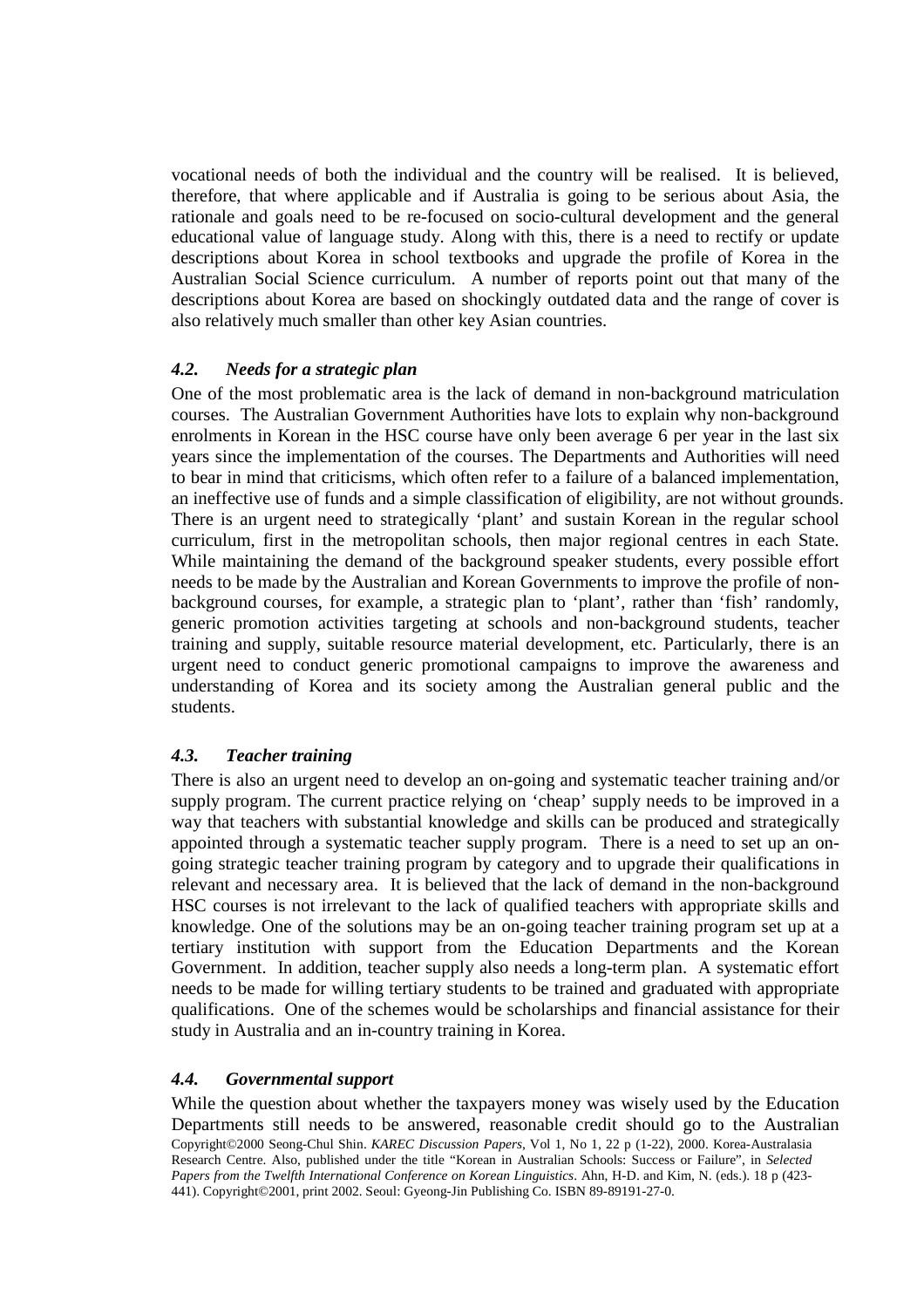vocational needs of both the individual and the country will be realised. It is believed, therefore, that where applicable and if Australia is going to be serious about Asia, the rationale and goals need to be re-focused on socio-cultural development and the general educational value of language study. Along with this, there is a need to rectify or update descriptions about Korea in school textbooks and upgrade the profile of Korea in the Australian Social Science curriculum. A number of reports point out that many of the descriptions about Korea are based on shockingly outdated data and the range of cover is also relatively much smaller than other key Asian countries.

### *4.2. Needs for a strategic plan*

One of the most problematic area is the lack of demand in non-background matriculation courses. The Australian Government Authorities have lots to explain why non-background enrolments in Korean in the HSC course have only been average 6 per year in the last six years since the implementation of the courses. The Departments and Authorities will need to bear in mind that criticisms, which often refer to a failure of a balanced implementation, an ineffective use of funds and a simple classification of eligibility, are not without grounds. There is an urgent need to strategically 'plant' and sustain Korean in the regular school curriculum, first in the metropolitan schools, then major regional centres in each State. While maintaining the demand of the background speaker students, every possible effort needs to be made by the Australian and Korean Governments to improve the profile of non-background courses, for example, a strategic plan to 'plant', rather than 'fish' randomly, generic promotion activities targeting at schools and non-background students, teacher training and supply, suitable resource material development, etc. Particularly, there is an urgent need to conduct generic promotional campaigns to improve the awareness and understanding of Korea and its society among the Australian general public and the students.

### *4.3. Teacher training*

There is also an urgent need to develop an on-going and systematic teacher training and/or supply program. The current practice relying on 'cheap' supply needs to be improved in a way that teachers with substantial knowledge and skills can be produced and strategically appointed through a systematic teacher supply program. There is a need to set up an on-going strategic teacher training program by category and to upgrade their qualifications in relevant and necessary area. It is believed that the lack of demand in the non-background HSC courses is not irrelevant to the lack of qualified teachers with appropriate skills and knowledge. One of the solutions may be an on-going teacher training program set up at a tertiary institution with support from the Education Departments and the Korean Government. In addition, teacher supply also needs a long-term plan. A systematic effort needs to be made for willing tertiary students to be trained and graduated with appropriate qualifications. One of the schemes would be scholarships and financial assistance for their study in Australia and an in-country training in Korea.

### *4.4. Governmental support*

While the question about whether the taxpayers money was wisely used by the Education Departments still needs to be answered, reasonable credit should go to the Australian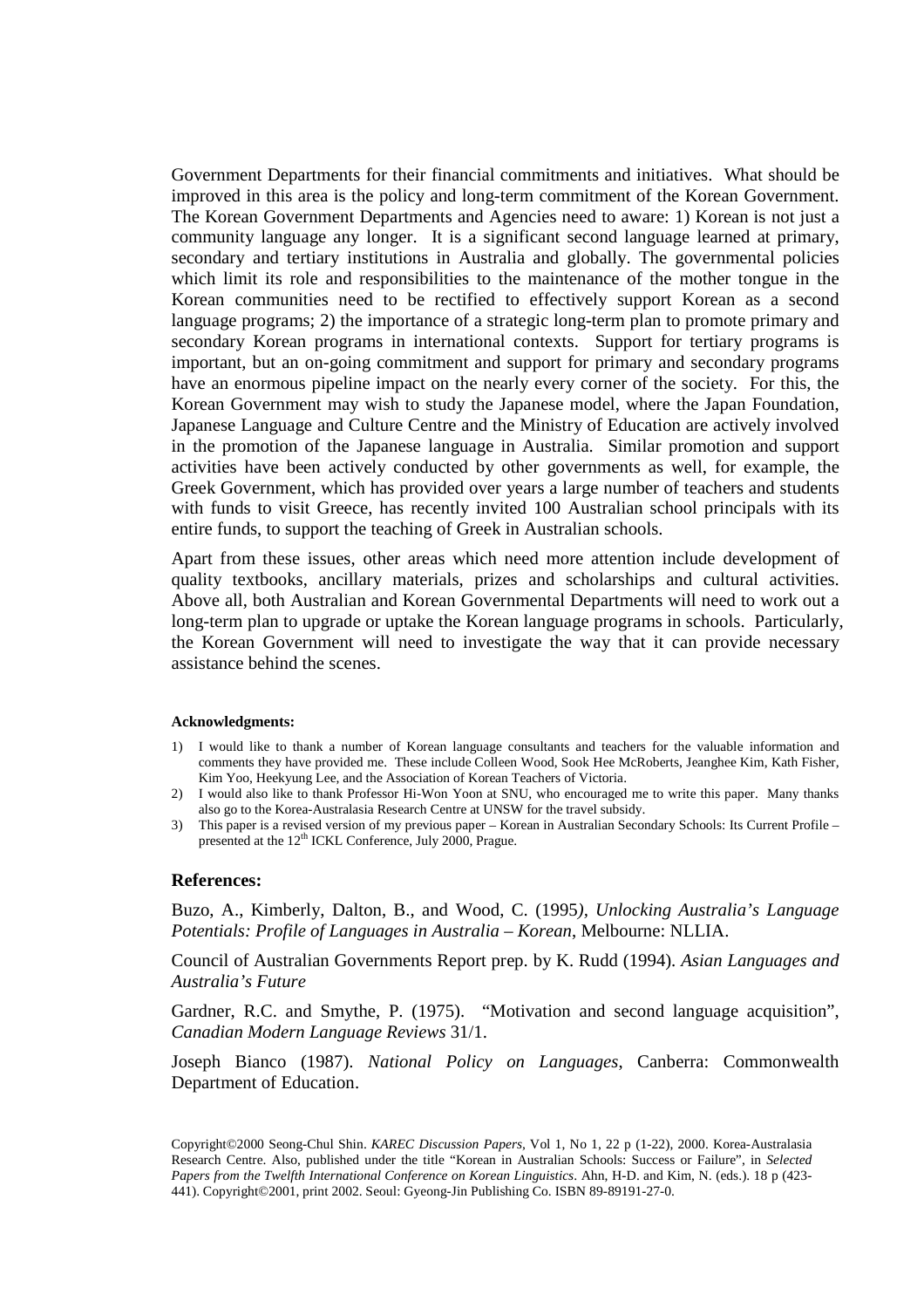Government Departments for their financial commitments and initiatives. What should be improved in this area is the policy and long-term commitment of the Korean Government. The Korean Government Departments and Agencies need to aware: 1) Korean is not just a community language any longer. It is a significant second language learned at primary, secondary and tertiary institutions in Australia and globally. The governmental policies which limit its role and responsibilities to the maintenance of the mother tongue in the Korean communities need to be rectified to effectively support Korean as a second language programs; 2) the importance of a strategic long-term plan to promote primary and secondary Korean programs in international contexts. Support for tertiary programs is important, but an on-going commitment and support for primary and secondary programs have an enormous pipeline impact on the nearly every corner of the society. For this, the Korean Government may wish to study the Japanese model, where the Japan Foundation, Japanese Language and Culture Centre and the Ministry of Education are actively involved in the promotion of the Japanese language in Australia. Similar promotion and support activities have been actively conducted by other governments as well, for example, the Greek Government, which has provided over years a large number of teachers and students with funds to visit Greece, has recently invited 100 Australian school principals with its entire funds, to support the teaching of Greek in Australian schools.

Apart from these issues, other areas which need more attention include development of quality textbooks, ancillary materials, prizes and scholarships and cultural activities. Above all, both Australian and Korean Governmental Departments will need to work out a long-term plan to upgrade or uptake the Korean language programs in schools. Particularly, the Korean Government will need to investigate the way that it can provide necessary assistance behind the scenes.

**Acknowledgments:**

1) I would like to thank a number of Korean language consultants and teachers for the valuable information and comments they have provided me. These include Colleen Wood, Sook Hee McRoberts, Jeanghee Kim, Kath Fisher, Kim Yoo, Heekyung Lee, and the Association of Korean Teachers of Victoria.
2) I would also like to thank Professor Hi-Won Yoon at SNU, who encouraged me to write this paper. Many thanks also go to the Korea-Australasia Research Centre at UNSW for the travel subsidy.
3) This paper is a revised version of my previous paper – Korean in Australian Secondary Schools: Its Current Profile – presented at the 12th ICKL Conference, July 2000, Prague.

## References:

Buzo, A., Kimberly, Dalton, B., and Wood, C. (1995), *Unlocking Australia's Language Potentials: Profile of Languages in Australia – Korean*, Melbourne: NLLIA.

Council of Australian Governments Report prep. by K. Rudd (1994). *Asian Languages and Australia's Future*

Gardner, R.C. and Smythe, P. (1975). "Motivation and second language acquisition", *Canadian Modern Language Reviews* 31/1.

Joseph Bianco (1987). *National Policy on Languages*, Canberra: Commonwealth Department of Education.

Copyright©2000 Seong-Chul Shin. *KAREC Discussion Papers*, Vol 1, No 1, 22 p (1-22), 2000. Korea-Australasia Research Centre. Also, published under the title "Korean in Australian Schools: Success or Failure", in *Selected Papers from the Twelfth International Conference on Korean Linguistics*. Ahn, H-D. and Kim, N. (eds.). 18 p (423-441). Copyright©2001, print 2002. Seoul: Gyeong-Jin Publishing Co. ISBN 89-89191-27-0.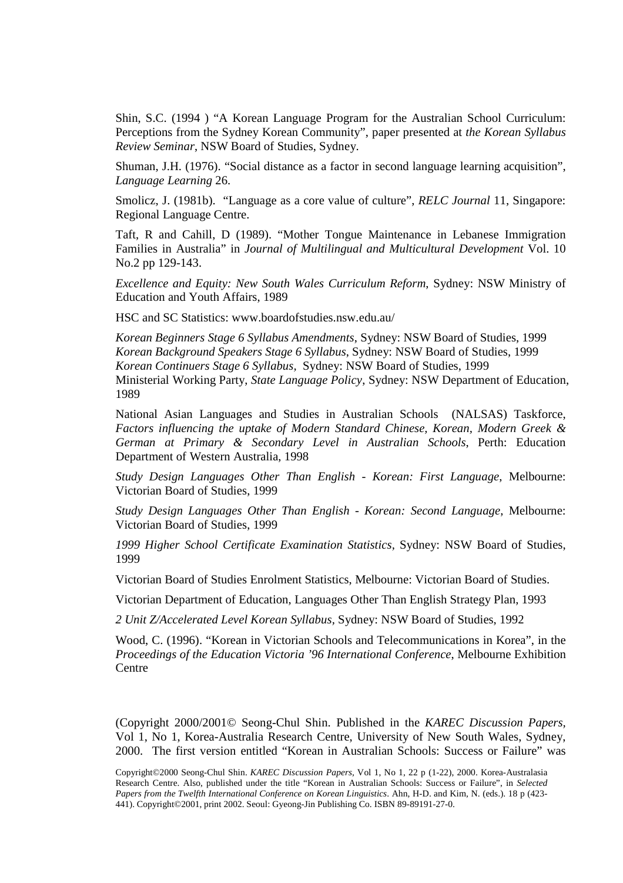Shin, S.C. (1994 ) "A Korean Language Program for the Australian School Curriculum: Perceptions from the Sydney Korean Community", paper presented at *the Korean Syllabus Review Seminar*, NSW Board of Studies, Sydney.

Shuman, J.H. (1976). "Social distance as a factor in second language learning acquisition", *Language Learning* 26.

Smolicz, J. (1981b). "Language as a core value of culture", *RELC Journal* 11, Singapore: Regional Language Centre.

Taft, R and Cahill, D (1989). "Mother Tongue Maintenance in Lebanese Immigration Families in Australia" in *Journal of Multilingual and Multicultural Development* Vol. 10 No.2 pp 129-143.

*Excellence and Equity: New South Wales Curriculum Reform*, Sydney: NSW Ministry of Education and Youth Affairs, 1989

HSC and SC Statistics: www.boardofstudies.nsw.edu.au/

*Korean Beginners Stage 6 Syllabus Amendments*, Sydney: NSW Board of Studies, 1999
*Korean Background Speakers Stage 6 Syllabus*, Sydney: NSW Board of Studies, 1999
*Korean Continuers Stage 6 Syllabus*, Sydney: NSW Board of Studies, 1999
Ministerial Working Party, *State Language Policy*, Sydney: NSW Department of Education, 1989

National Asian Languages and Studies in Australian Schools (NALSAS) Taskforce, *Factors influencing the uptake of Modern Standard Chinese, Korean, Modern Greek & German at Primary & Secondary Level in Australian Schools*, Perth: Education Department of Western Australia, 1998

*Study Design Languages Other Than English - Korean: First Language*, Melbourne: Victorian Board of Studies, 1999

*Study Design Languages Other Than English - Korean: Second Language*, Melbourne: Victorian Board of Studies, 1999

*1999 Higher School Certificate Examination Statistics*, Sydney: NSW Board of Studies, 1999

Victorian Board of Studies Enrolment Statistics, Melbourne: Victorian Board of Studies.

Victorian Department of Education, Languages Other Than English Strategy Plan, 1993

*2 Unit Z/Accelerated Level Korean Syllabus*, Sydney: NSW Board of Studies, 1992

Wood, C. (1996). "Korean in Victorian Schools and Telecommunications in Korea", in the *Proceedings of the Education Victoria '96 International Conference*, Melbourne Exhibition Centre

(Copyright 2000/2001© Seong-Chul Shin. Published in the *KAREC Discussion Papers*, Vol 1, No 1, Korea-Australia Research Centre, University of New South Wales, Sydney, 2000. The first version entitled "Korean in Australian Schools: Success or Failure" was

Copyright©2000 Seong-Chul Shin. *KAREC Discussion Papers*, Vol 1, No 1, 22 p (1-22), 2000. Korea-Australasia Research Centre. Also, published under the title "Korean in Australian Schools: Success or Failure", in *Selected Papers from the Twelfth International Conference on Korean Linguistics*. Ahn, H-D. and Kim, N. (eds.). 18 p (423-441). Copyright©2001, print 2002. Seoul: Gyeong-Jin Publishing Co. ISBN 89-89191-27-0.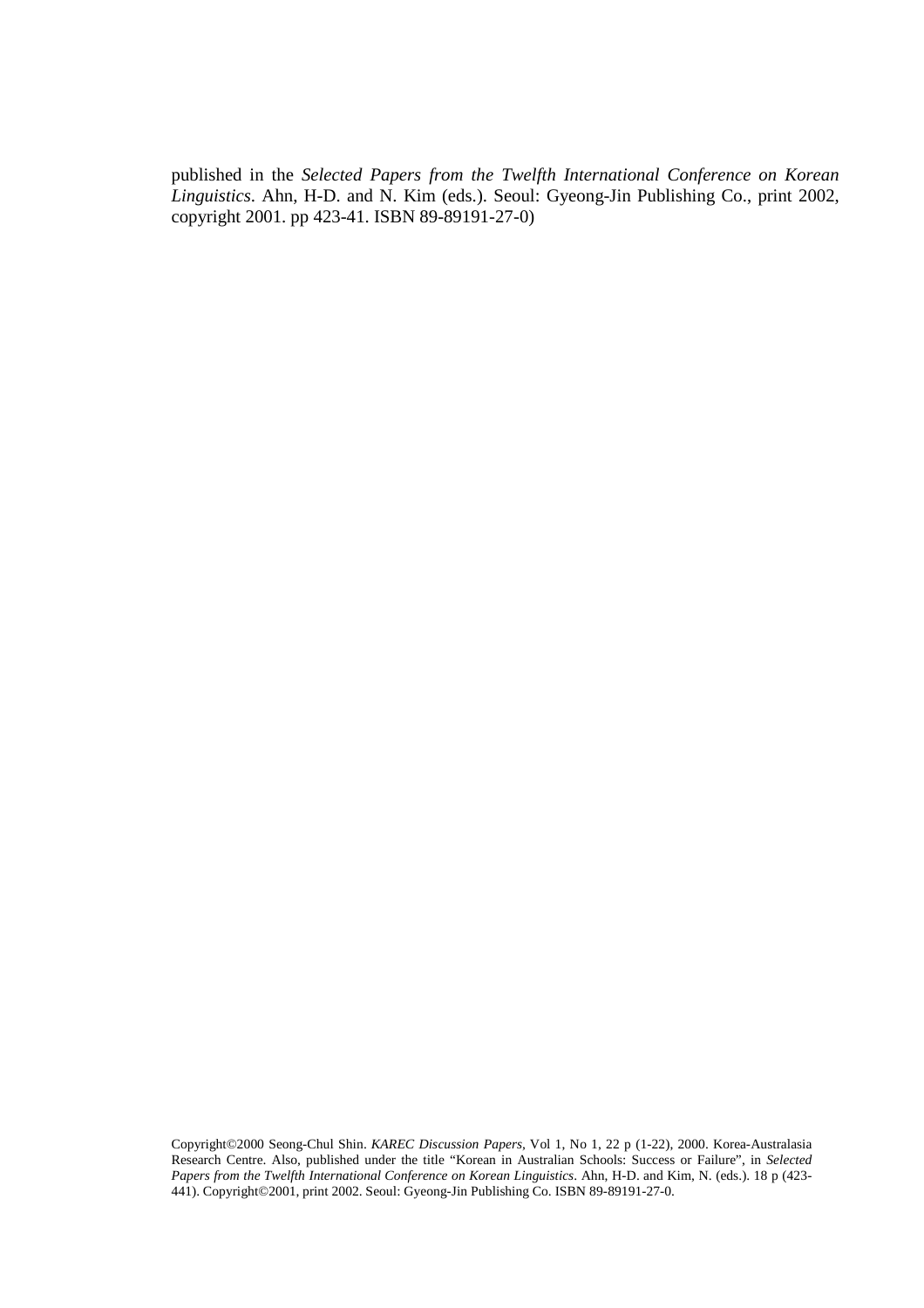published in the *Selected Papers from the Twelfth International Conference on Korean Linguistics*. Ahn, H-D. and N. Kim (eds.). Seoul: Gyeong-Jin Publishing Co., print 2002, copyright 2001. pp 423-41. ISBN 89-89191-27-0)

Copyright©2000 Seong-Chul Shin. *KAREC Discussion Papers*, Vol 1, No 1, 22 p (1-22), 2000. Korea-Australasia Research Centre. Also, published under the title "Korean in Australian Schools: Success or Failure", in *Selected Papers from the Twelfth International Conference on Korean Linguistics*. Ahn, H-D. and Kim, N. (eds.). 18 p (423-441). Copyright©2001, print 2002. Seoul: Gyeong-Jin Publishing Co. ISBN 89-89191-27-0.